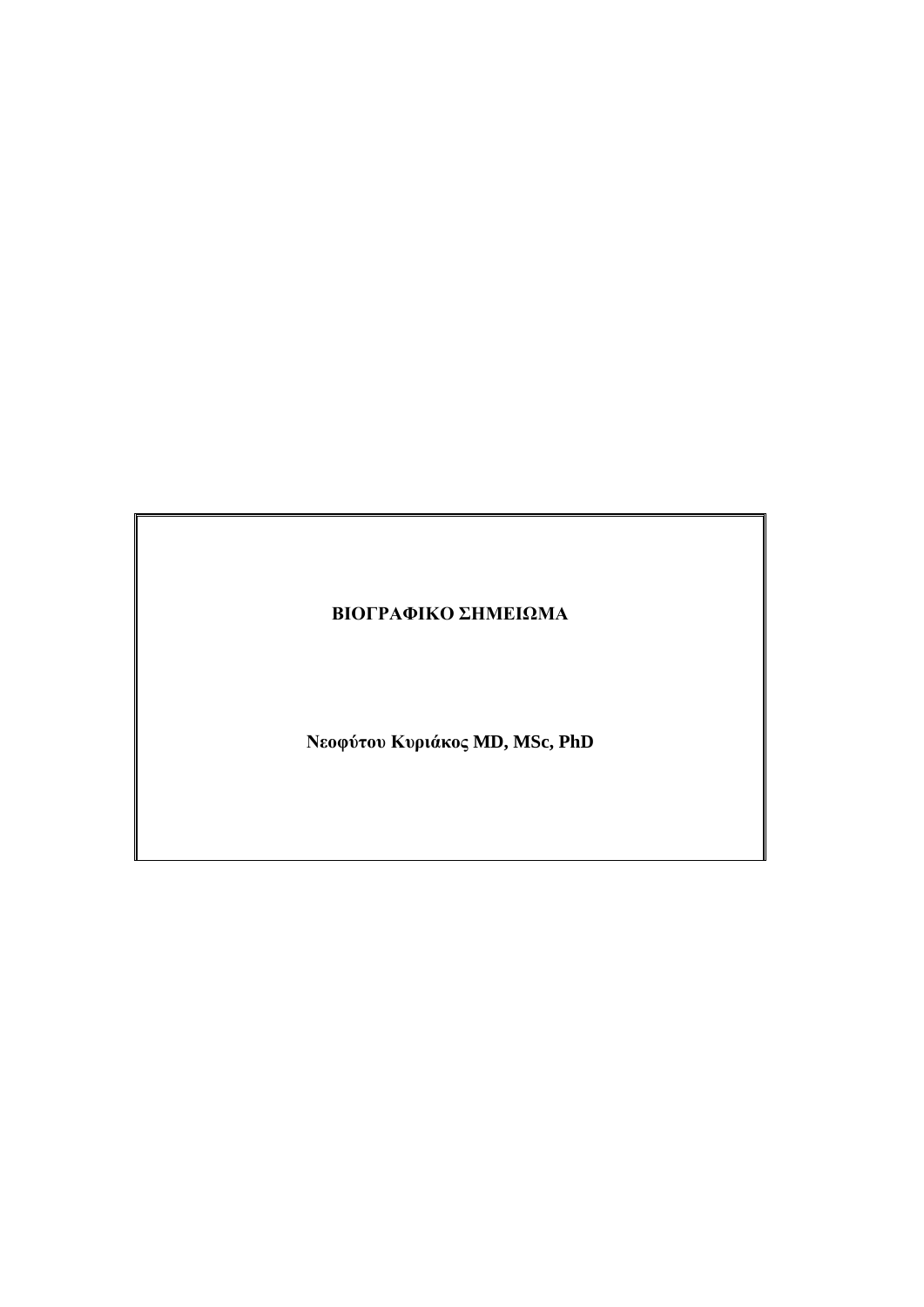# ΒΙΟΓΡΑΦΙΚΟ ΣΗΜΕΙΩΜΑ

**Νεοφύτου Κυριάκος MD, MSc, PhD**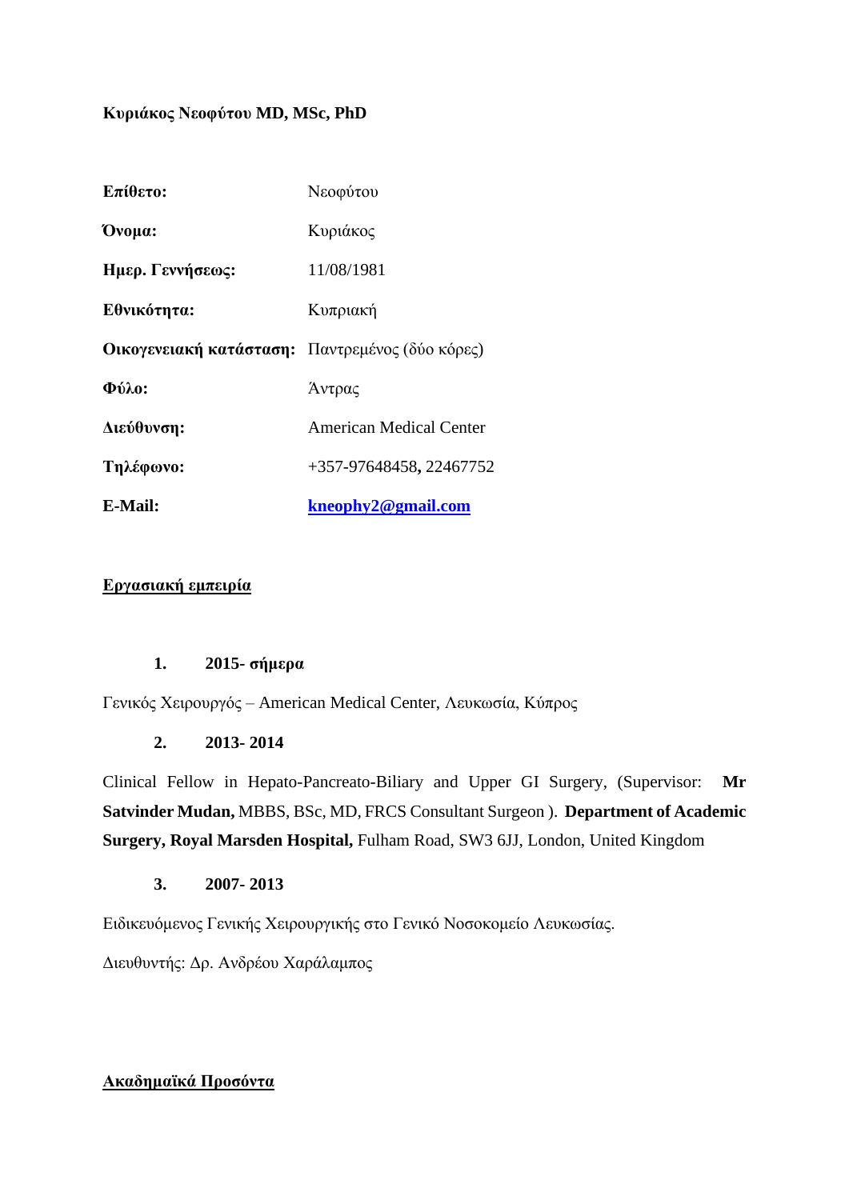**Κυριάκος Νεοφύτου MD, MSc, PhD**

| | |
|---|---|
| **Επίθετο:** | Νεοφύτου |
| **Όνομα:** | Κυριάκος |
| **Ημερ. Γεννήσεως:** | 11/08/1981 |
| **Εθνικότητα:** | Κυπριακή |
| **Οικογενειακή κατάσταση:** | Παντρεμένος (δύο κόρες) |
| **Φύλο:** | Άντρας |
| **Διεύθυνση:** | American Medical Center |
| **Τηλέφωνο:** | +357-97648458**,** 22467752 |
| **E-Mail:** | **kneophy2@gmail.com** |

## Εργασιακή εμπειρία

**1. 2015- σήμερα**

Γενικός Χειρουργός – American Medical Center, Λευκωσία, Κύπρος

**2. 2013- 2014**

Clinical Fellow in Hepato-Pancreato-Biliary and Upper GI Surgery, (Supervisor: **Mr Satvinder Mudan,** MBBS, BSc, MD, FRCS Consultant Surgeon ). **Department of Academic Surgery, Royal Marsden Hospital,** Fulham Road, SW3 6JJ, London, United Kingdom

**3. 2007- 2013**

Ειδικευόμενος Γενικής Χειρουργικής στο Γενικό Νοσοκομείο Λευκωσίας.

Διευθυντής: Δρ. Ανδρέου Χαράλαμπος

## Ακαδημαϊκά Προσόντα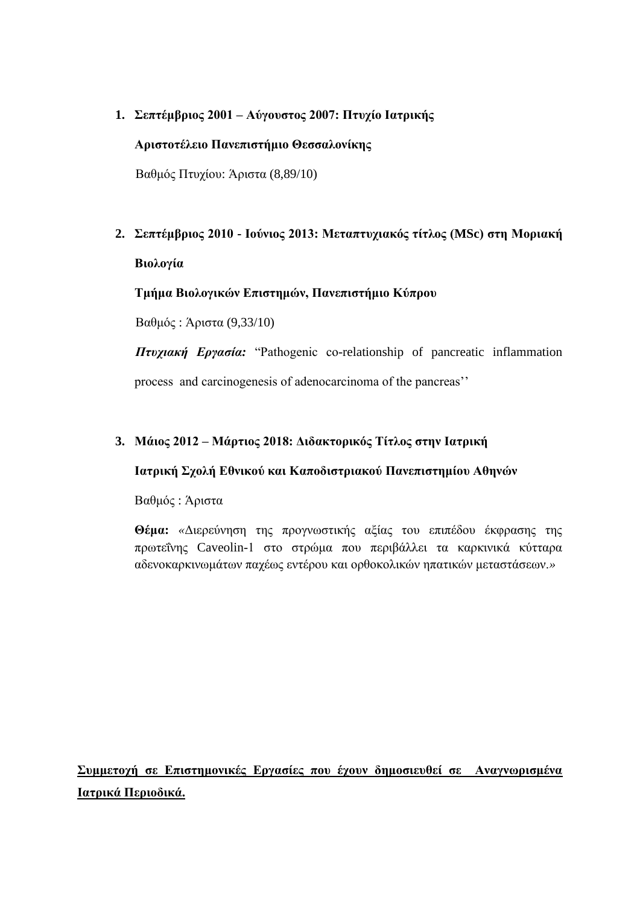1. **Σεπτέμβριος 2001 – Αύγουστος 2007: Πτυχίο Ιατρικής**

   **Αριστοτέλειο Πανεπιστήμιο Θεσσαλονίκης**

   Βαθμός Πτυχίου: Άριστα (8,89/10)

2. **Σεπτέμβριος 2010 - Ιούνιος 2013: Μεταπτυχιακός τίτλος (MSc) στη Μοριακή Βιολογία**

   **Τμήμα Βιολογικών Επιστημών, Πανεπιστήμιο Κύπρου**

   Βαθμός : Άριστα (9,33/10)

   ***Πτυχιακή Εργασία:*** "Pathogenic co-relationship of pancreatic inflammation process and carcinogenesis of adenocarcinoma of the pancreas''

3. **Μάιος 2012 – Μάρτιος 2018: Διδακτορικός Τίτλος στην Ιατρική**

   **Ιατρική Σχολή Εθνικού και Καποδιστριακού Πανεπιστημίου Αθηνών**

   Βαθμός : Άριστα

   **Θέμα:** «Διερεύνηση της προγνωστικής αξίας του επιπέδου έκφρασης της πρωτεΐνης Caveolin-1 στο στρώμα που περιβάλλει τα καρκινικά κύτταρα αδενοκαρκινωμάτων παχέως εντέρου και ορθοκολικών ηπατικών μεταστάσεων.»

**<u>Συμμετοχή σε Επιστημονικές Εργασίες που έχουν δημοσιευθεί σε Αναγνωρισμένα Ιατρικά Περιοδικά.</u>**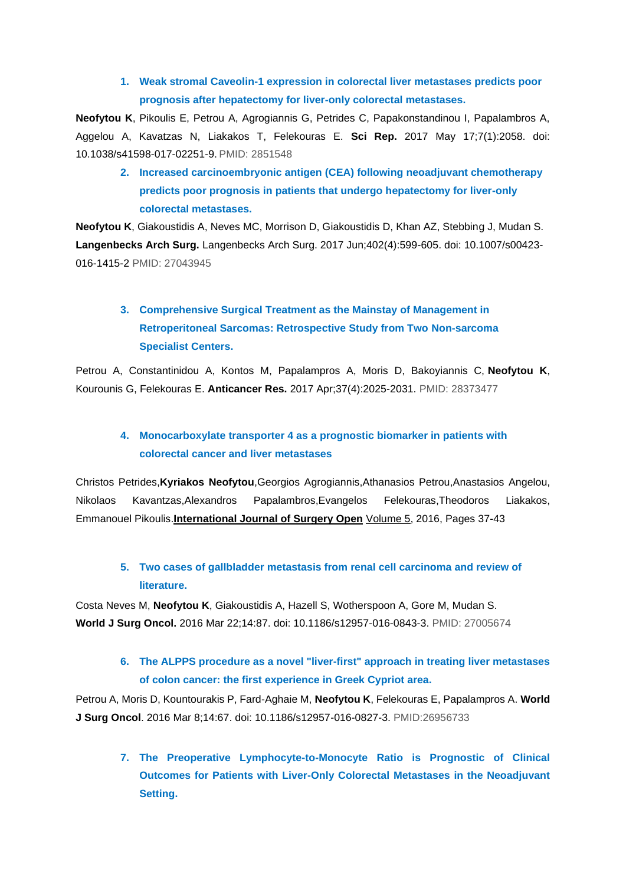1. **Weak stromal Caveolin-1 expression in colorectal liver metastases predicts poor prognosis after hepatectomy for liver-only colorectal metastases.**

**Neofytou K**, Pikoulis E, Petrou A, Agrogiannis G, Petrides C, Papakonstandinou I, Papalambros A, Aggelou A, Kavatzas N, Liakakos T, Felekouras E. **Sci Rep.** 2017 May 17;7(1):2058. doi: 10.1038/s41598-017-02251-9. PMID: 2851548

2. **Increased carcinoembryonic antigen (CEA) following neoadjuvant chemotherapy predicts poor prognosis in patients that undergo hepatectomy for liver-only colorectal metastases.**

**Neofytou K**, Giakoustidis A, Neves MC, Morrison D, Giakoustidis D, Khan AZ, Stebbing J, Mudan S. **Langenbecks Arch Surg.** Langenbecks Arch Surg. 2017 Jun;402(4):599-605. doi: 10.1007/s00423-016-1415-2 PMID: 27043945

3. **Comprehensive Surgical Treatment as the Mainstay of Management in Retroperitoneal Sarcomas: Retrospective Study from Two Non-sarcoma Specialist Centers.**

Petrou A, Constantinidou A, Kontos M, Papalampros A, Moris D, Bakoyiannis C, **Neofytou K**, Kourounis G, Felekouras E. **Anticancer Res.** 2017 Apr;37(4):2025-2031. PMID: 28373477

4. **Monocarboxylate transporter 4 as a prognostic biomarker in patients with colorectal cancer and liver metastases**

Christos Petrides,**Kyriakos Neofytou**,Georgios Agrogiannis,Athanasios Petrou,Anastasios Angelou, Nikolaos Kavantzas,Alexandros Papalambros,Evangelos Felekouras,Theodoros Liakakos, Emmanouel Pikoulis.**International Journal of Surgery Open** Volume 5, 2016, Pages 37-43

5. **Two cases of gallbladder metastasis from renal cell carcinoma and review of literature.**

Costa Neves M, **Neofytou K**, Giakoustidis A, Hazell S, Wotherspoon A, Gore M, Mudan S. **World J Surg Oncol.** 2016 Mar 22;14:87. doi: 10.1186/s12957-016-0843-3. PMID: 27005674

6. **The ALPPS procedure as a novel "liver-first" approach in treating liver metastases of colon cancer: the first experience in Greek Cypriot area.**

Petrou A, Moris D, Kountourakis P, Fard-Aghaie M, **Neofytou K**, Felekouras E, Papalampros A. **World J Surg Oncol**. 2016 Mar 8;14:67. doi: 10.1186/s12957-016-0827-3. PMID:26956733

7. **The Preoperative Lymphocyte-to-Monocyte Ratio is Prognostic of Clinical Outcomes for Patients with Liver-Only Colorectal Metastases in the Neoadjuvant Setting.**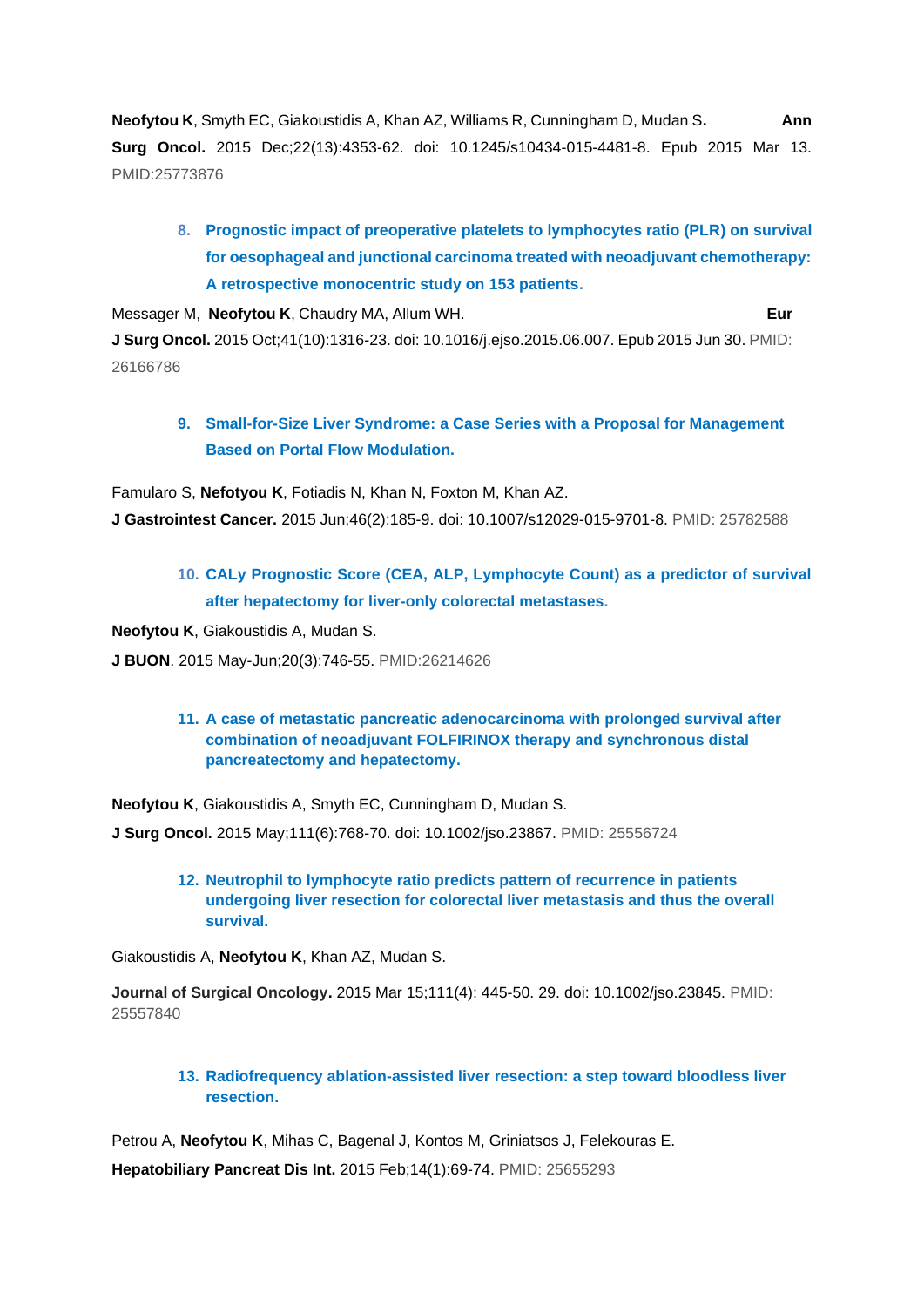**Neofytou K**, Smyth EC, Giakoustidis A, Khan AZ, Williams R, Cunningham D, Mudan S**.** **Ann Surg Oncol.** 2015 Dec;22(13):4353-62. doi: 10.1245/s10434-015-4481-8. Epub 2015 Mar 13. PMID:25773876

8. **Prognostic impact of preoperative platelets to lymphocytes ratio (PLR) on survival for oesophageal and junctional carcinoma treated with neoadjuvant chemotherapy: A retrospective monocentric study on 153 patients.**

Messager M, **Neofytou K**, Chaudry MA, Allum WH. **Eur J Surg Oncol.** 2015 Oct;41(10):1316-23. doi: 10.1016/j.ejso.2015.06.007. Epub 2015 Jun 30. PMID: 26166786

9. **Small-for-Size Liver Syndrome: a Case Series with a Proposal for Management Based on Portal Flow Modulation.**

Famularo S, **Nefotyou K**, Fotiadis N, Khan N, Foxton M, Khan AZ.

**J Gastrointest Cancer.** 2015 Jun;46(2):185-9. doi: 10.1007/s12029-015-9701-8. PMID: 25782588

10. **CALy Prognostic Score (CEA, ALP, Lymphocyte Count) as a predictor of survival after hepatectomy for liver-only colorectal metastases.**

**Neofytou K**, Giakoustidis A, Mudan S.

**J BUON**. 2015 May-Jun;20(3):746-55. PMID:26214626

11. **A case of metastatic pancreatic adenocarcinoma with prolonged survival after combination of neoadjuvant FOLFIRINOX therapy and synchronous distal pancreatectomy and hepatectomy.**

**Neofytou K**, Giakoustidis A, Smyth EC, Cunningham D, Mudan S.

**J Surg Oncol.** 2015 May;111(6):768-70. doi: 10.1002/jso.23867. PMID: 25556724

12. **Neutrophil to lymphocyte ratio predicts pattern of recurrence in patients undergoing liver resection for colorectal liver metastasis and thus the overall survival.**

Giakoustidis A, **Neofytou K**, Khan AZ, Mudan S.

**Journal of Surgical Oncology.** 2015 Mar 15;111(4): 445-50. 29. doi: 10.1002/jso.23845. PMID: 25557840

13. **Radiofrequency ablation-assisted liver resection: a step toward bloodless liver resection.**

Petrou A, **Neofytou K**, Mihas C, Bagenal J, Kontos M, Griniatsos J, Felekouras E.

**Hepatobiliary Pancreat Dis Int.** 2015 Feb;14(1):69-74. PMID: 25655293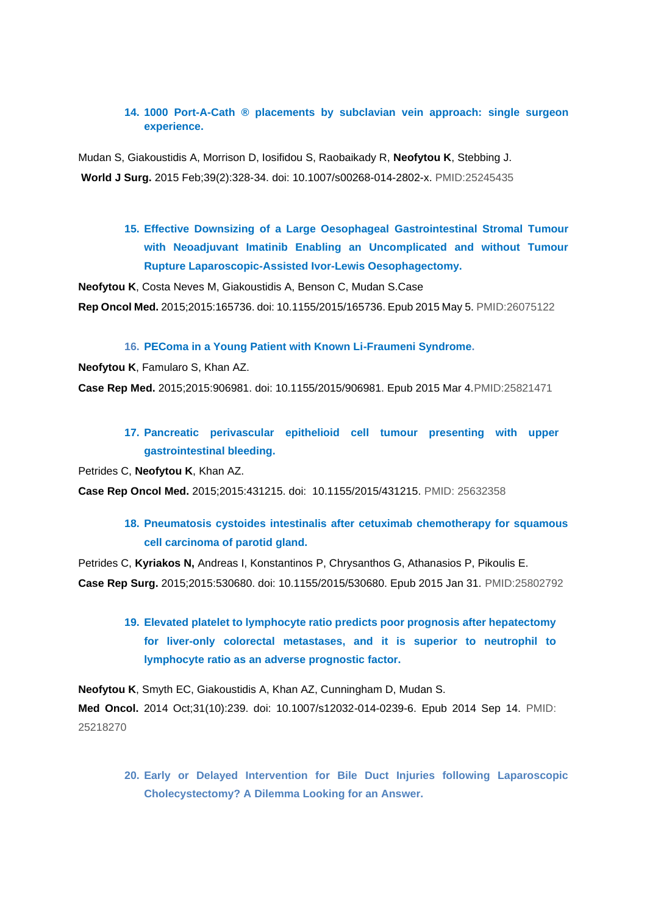14. **1000 Port-A-Cath ® placements by subclavian vein approach: single surgeon experience.**

Mudan S, Giakoustidis A, Morrison D, Iosifidou S, Raobaikady R, **Neofytou K**, Stebbing J.
**World J Surg.** 2015 Feb;39(2):328-34. doi: 10.1007/s00268-014-2802-x. PMID:25245435

15. **Effective Downsizing of a Large Oesophageal Gastrointestinal Stromal Tumour with Neoadjuvant Imatinib Enabling an Uncomplicated and without Tumour Rupture Laparoscopic-Assisted Ivor-Lewis Oesophagectomy.**

**Neofytou K**, Costa Neves M, Giakoustidis A, Benson C, Mudan S.Case
**Rep Oncol Med.** 2015;2015:165736. doi: 10.1155/2015/165736. Epub 2015 May 5. PMID:26075122

16. **PEComa in a Young Patient with Known Li-Fraumeni Syndrome.**

**Neofytou K**, Famularo S, Khan AZ.
**Case Rep Med.** 2015;2015:906981. doi: 10.1155/2015/906981. Epub 2015 Mar 4.PMID:25821471

17. **Pancreatic perivascular epithelioid cell tumour presenting with upper gastrointestinal bleeding.**

Petrides C, **Neofytou K**, Khan AZ.
**Case Rep Oncol Med.** 2015;2015:431215. doi: 10.1155/2015/431215. PMID: 25632358

18. **Pneumatosis cystoides intestinalis after cetuximab chemotherapy for squamous cell carcinoma of parotid gland.**

Petrides C, **Kyriakos N,** Andreas I, Konstantinos P, Chrysanthos G, Athanasios P, Pikoulis E.
**Case Rep Surg.** 2015;2015:530680. doi: 10.1155/2015/530680. Epub 2015 Jan 31. PMID:25802792

19. **Elevated platelet to lymphocyte ratio predicts poor prognosis after hepatectomy for liver-only colorectal metastases, and it is superior to neutrophil to lymphocyte ratio as an adverse prognostic factor.**

**Neofytou K**, Smyth EC, Giakoustidis A, Khan AZ, Cunningham D, Mudan S.
**Med Oncol.** 2014 Oct;31(10):239. doi: 10.1007/s12032-014-0239-6. Epub 2014 Sep 14. PMID: 25218270

20. **Early or Delayed Intervention for Bile Duct Injuries following Laparoscopic Cholecystectomy? A Dilemma Looking for an Answer.**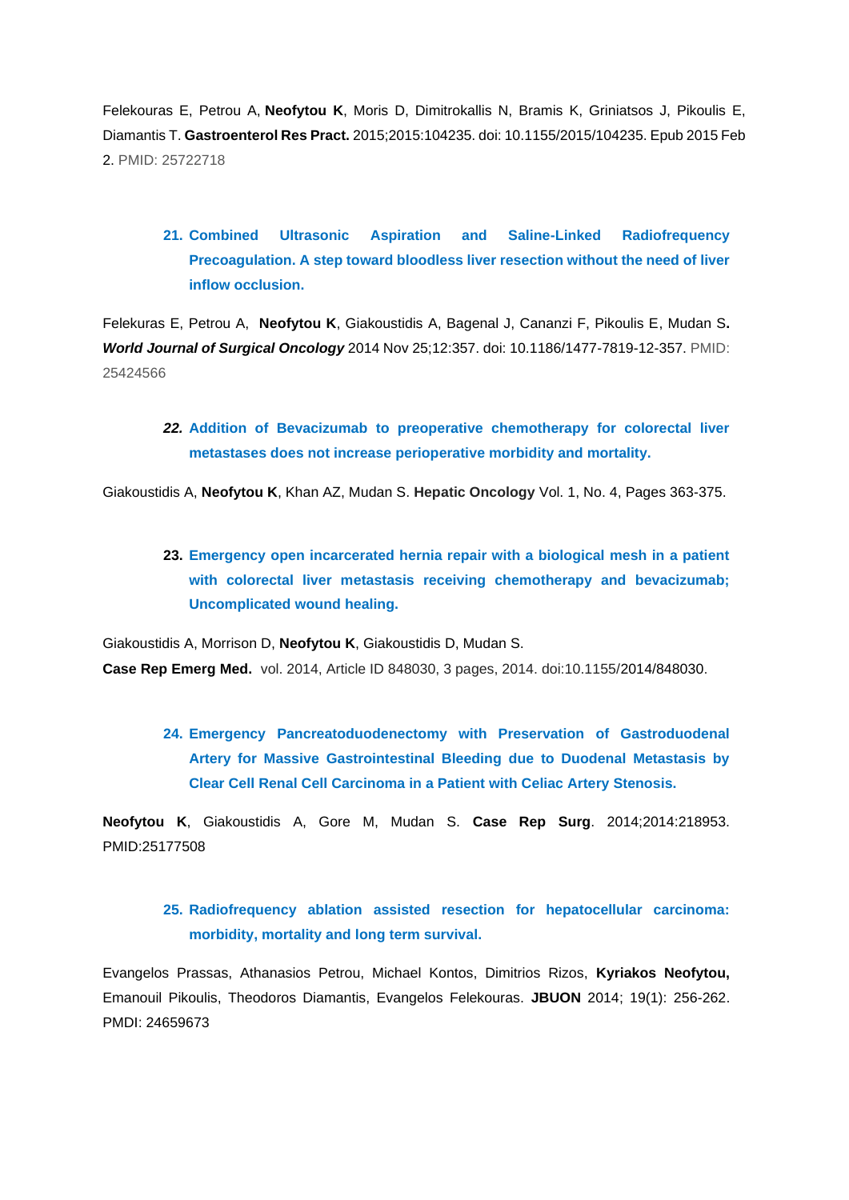Felekouras E, Petrou A, **Neofytou K**, Moris D, Dimitrokallis N, Bramis K, Griniatsos J, Pikoulis E, Diamantis T. **Gastroenterol Res Pract.** 2015;2015:104235. doi: 10.1155/2015/104235. Epub 2015 Feb 2. PMID: 25722718

21. **Combined Ultrasonic Aspiration and Saline-Linked Radiofrequency Precoagulation. A step toward bloodless liver resection without the need of liver inflow occlusion.**

Felekuras E, Petrou A, **Neofytou K**, Giakoustidis A, Bagenal J, Cananzi F, Pikoulis E, Mudan S**.** ***World Journal of Surgical Oncology*** 2014 Nov 25;12:357. doi: 10.1186/1477-7819-12-357. PMID: 25424566

*22.* **Addition of Bevacizumab to preoperative chemotherapy for colorectal liver metastases does not increase perioperative morbidity and mortality.**

Giakoustidis A, **Neofytou K**, Khan AZ, Mudan S. **Hepatic Oncology** Vol. 1, No. 4, Pages 363-375.

23. **Emergency open incarcerated hernia repair with a biological mesh in a patient with colorectal liver metastasis receiving chemotherapy and bevacizumab; Uncomplicated wound healing.**

Giakoustidis A, Morrison D, **Neofytou K**, Giakoustidis D, Mudan S.
**Case Rep Emerg Med.** vol. 2014, Article ID 848030, 3 pages, 2014. doi:10.1155/2014/848030.

24. **Emergency Pancreatoduodenectomy with Preservation of Gastroduodenal Artery for Massive Gastrointestinal Bleeding due to Duodenal Metastasis by Clear Cell Renal Cell Carcinoma in a Patient with Celiac Artery Stenosis.**

**Neofytou K**, Giakoustidis A, Gore M, Mudan S. **Case Rep Surg**. 2014;2014:218953. PMID:25177508

25. **Radiofrequency ablation assisted resection for hepatocellular carcinoma: morbidity, mortality and long term survival.**

Evangelos Prassas, Athanasios Petrou, Michael Kontos, Dimitrios Rizos, **Kyriakos Neofytou,** Emanouil Pikoulis, Theodoros Diamantis, Evangelos Felekouras. **JBUON** 2014; 19(1): 256-262. PMDI: 24659673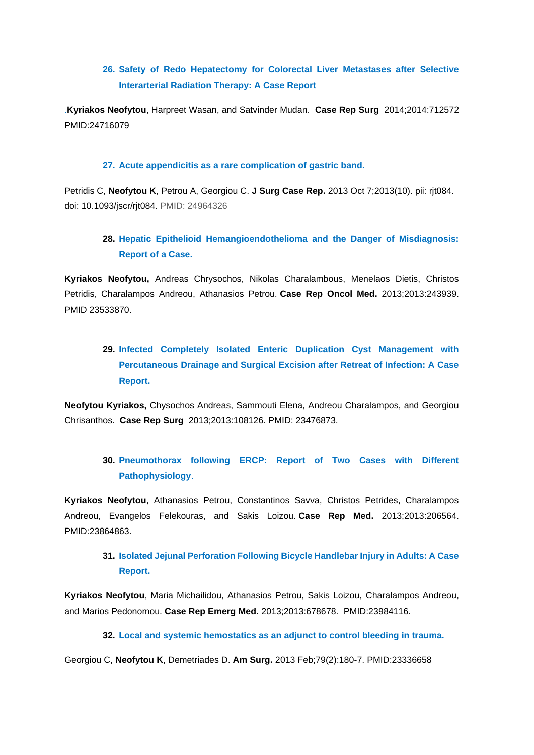26. **Safety of Redo Hepatectomy for Colorectal Liver Metastases after Selective Interarterial Radiation Therapy: A Case Report**

.**Kyriakos Neofytou**, Harpreet Wasan, and Satvinder Mudan. **Case Rep Surg** 2014;2014:712572 PMID:24716079

27. **Acute appendicitis as a rare complication of gastric band.**

Petridis C, **Neofytou K**, Petrou A, Georgiou C. **J Surg Case Rep.** 2013 Oct 7;2013(10). pii: rjt084. doi: 10.1093/jscr/rjt084. PMID: 24964326

28. **Hepatic Epithelioid Hemangioendothelioma and the Danger of Misdiagnosis: Report of a Case.**

**Kyriakos Neofytou,** Andreas Chrysochos, Nikolas Charalambous, Menelaos Dietis, Christos Petridis, Charalampos Andreou, Athanasios Petrou. **Case Rep Oncol Med.** 2013;2013:243939. PMID 23533870.

29. **Infected Completely Isolated Enteric Duplication Cyst Management with Percutaneous Drainage and Surgical Excision after Retreat of Infection: A Case Report.**

**Neofytou Kyriakos,** Chysochos Andreas, Sammouti Elena, Andreou Charalampos, and Georgiou Chrisanthos. **Case Rep Surg** 2013;2013:108126. PMID: 23476873.

30. **Pneumothorax following ERCP: Report of Two Cases with Different Pathophysiology**.

**Kyriakos Neofytou**, Athanasios Petrou, Constantinos Savva, Christos Petrides, Charalampos Andreou, Evangelos Felekouras, and Sakis Loizou. **Case Rep Med.** 2013;2013:206564. PMID:23864863.

31. **Isolated Jejunal Perforation Following Bicycle Handlebar Injury in Adults: A Case Report.**

**Kyriakos Neofytou**, Maria Michailidou, Athanasios Petrou, Sakis Loizou, Charalampos Andreou, and Marios Pedonomou. **Case Rep Emerg Med.** 2013;2013:678678. PMID:23984116.

32. **Local and systemic hemostatics as an adjunct to control bleeding in trauma.**

Georgiou C, **Neofytou K**, Demetriades D. **Am Surg.** 2013 Feb;79(2):180-7. PMID:23336658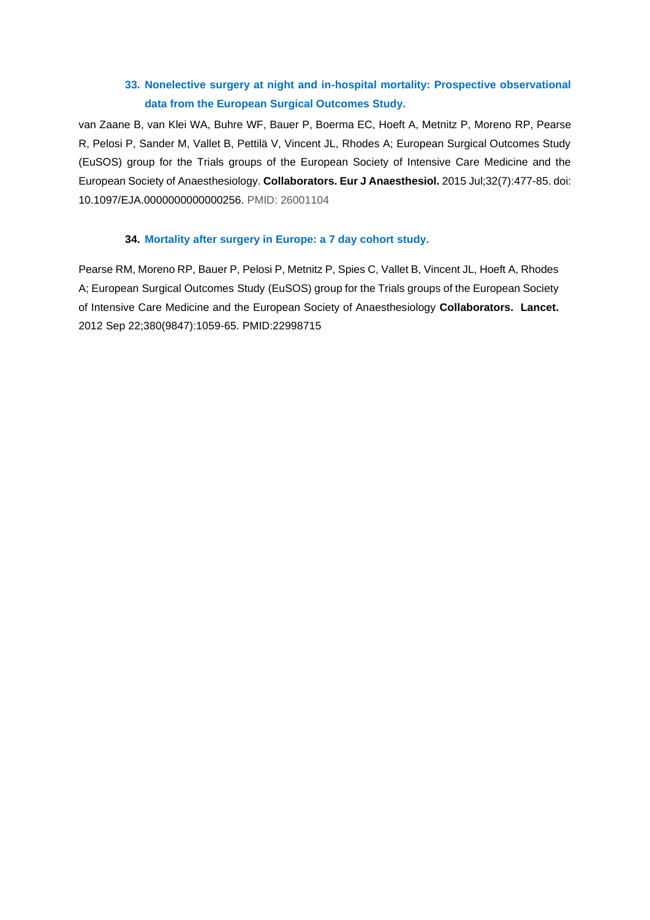33. **Nonelective surgery at night and in-hospital mortality: Prospective observational data from the European Surgical Outcomes Study.**

van Zaane B, van Klei WA, Buhre WF, Bauer P, Boerma EC, Hoeft A, Metnitz P, Moreno RP, Pearse R, Pelosi P, Sander M, Vallet B, Pettilä V, Vincent JL, Rhodes A; European Surgical Outcomes Study (EuSOS) group for the Trials groups of the European Society of Intensive Care Medicine and the European Society of Anaesthesiology. **Collaborators. Eur J Anaesthesiol.** 2015 Jul;32(7):477-85. doi: 10.1097/EJA.0000000000000256. PMID: 26001104

34. **Mortality after surgery in Europe: a 7 day cohort study.**

Pearse RM, Moreno RP, Bauer P, Pelosi P, Metnitz P, Spies C, Vallet B, Vincent JL, Hoeft A, Rhodes A; European Surgical Outcomes Study (EuSOS) group for the Trials groups of the European Society of Intensive Care Medicine and the European Society of Anaesthesiology **Collaborators. Lancet.** 2012 Sep 22;380(9847):1059-65. PMID:22998715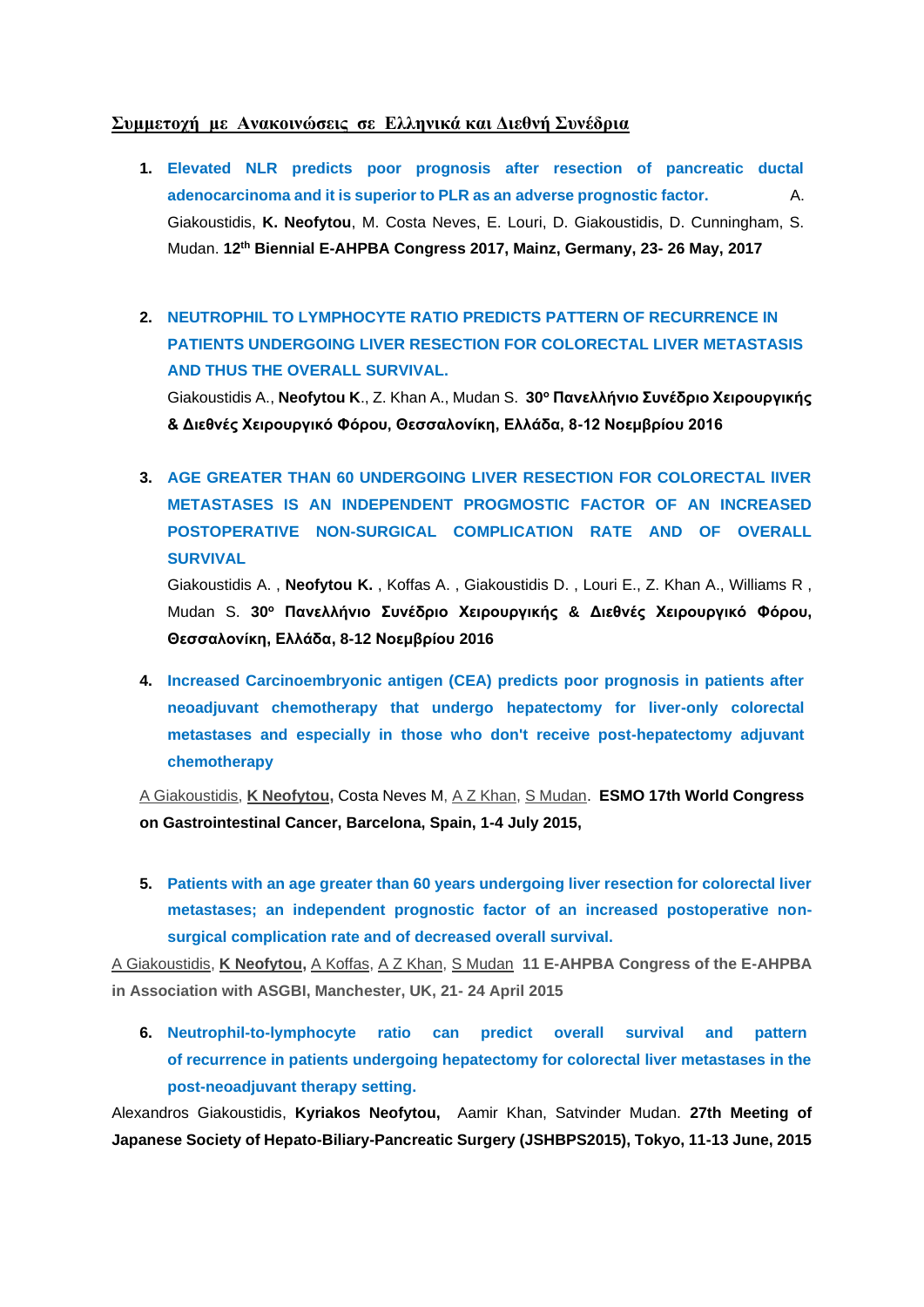**Συμμετοχή με Ανακοινώσεις σε Ελληνικά και Διεθνή Συνέδρια**

1. **Elevated NLR predicts poor prognosis after resection of pancreatic ductal adenocarcinoma and it is superior to PLR as an adverse prognostic factor.** A. Giakoustidis, **K. Neofytou**, M. Costa Neves, E. Louri, D. Giakoustidis, D. Cunningham, S. Mudan. **12th Biennial E-AHPBA Congress 2017, Mainz, Germany, 23- 26 May, 2017**

2. **NEUTROPHIL TO LYMPHOCYTE RATIO PREDICTS PATTERN OF RECURRENCE IN PATIENTS UNDERGOING LIVER RESECTION FOR COLORECTAL LIVER METASTASIS AND THUS THE OVERALL SURVIVAL.**
Giakoustidis A., **Neofytou K**., Z. Khan A., Mudan S. **30ο Πανελλήνιο Συνέδριο Χειρουργικής & Διεθνές Χειρουργικό Φόρου, Θεσσαλονίκη, Ελλάδα, 8-12 Νοεμβρίου 2016**

3. **AGE GREATER THAN 60 UNDERGOING LIVER RESECTION FOR COLORECTAL lIVER METASTASES IS AN INDEPENDENT PROGMOSTIC FACTOR OF AN INCREASED POSTOPERATIVE NON-SURGICAL COMPLICATION RATE AND OF OVERALL SURVIVAL**
Giakoustidis A. , **Neofytou K.** , Koffas A. , Giakoustidis D. , Louri E., Z. Khan A., Williams R , Mudan S. **30ο Πανελλήνιο Συνέδριο Χειρουργικής & Διεθνές Χειρουργικό Φόρου, Θεσσαλονίκη, Ελλάδα, 8-12 Νοεμβρίου 2016**

4. **Increased Carcinoembryonic antigen (CEA) predicts poor prognosis in patients after neoadjuvant chemotherapy that undergo hepatectomy for liver-only colorectal metastases and especially in those who don't receive post-hepatectomy adjuvant chemotherapy**

A Giakoustidis, **K Neofytou**, Costa Neves M, A Z Khan, S Mudan. **ESMO 17th World Congress on Gastrointestinal Cancer, Barcelona, Spain, 1-4 July 2015,**

5. **Patients with an age greater than 60 years undergoing liver resection for colorectal liver metastases; an independent prognostic factor of an increased postoperative non-surgical complication rate and of decreased overall survival.**

A Giakoustidis, **K Neofytou,** A Koffas, A Z Khan, S Mudan **11 E-AHPBA Congress of the E-AHPBA in Association with ASGBI, Manchester, UK, 21- 24 April 2015**

6. **Neutrophil-to-lymphocyte ratio can predict overall survival and pattern of recurrence in patients undergoing hepatectomy for colorectal liver metastases in the post-neoadjuvant therapy setting.**

Alexandros Giakoustidis, **Kyriakos Neofytou,** Aamir Khan, Satvinder Mudan. **27th Meeting of Japanese Society of Hepato-Biliary-Pancreatic Surgery (JSHBPS2015), Tokyo, 11-13 June, 2015**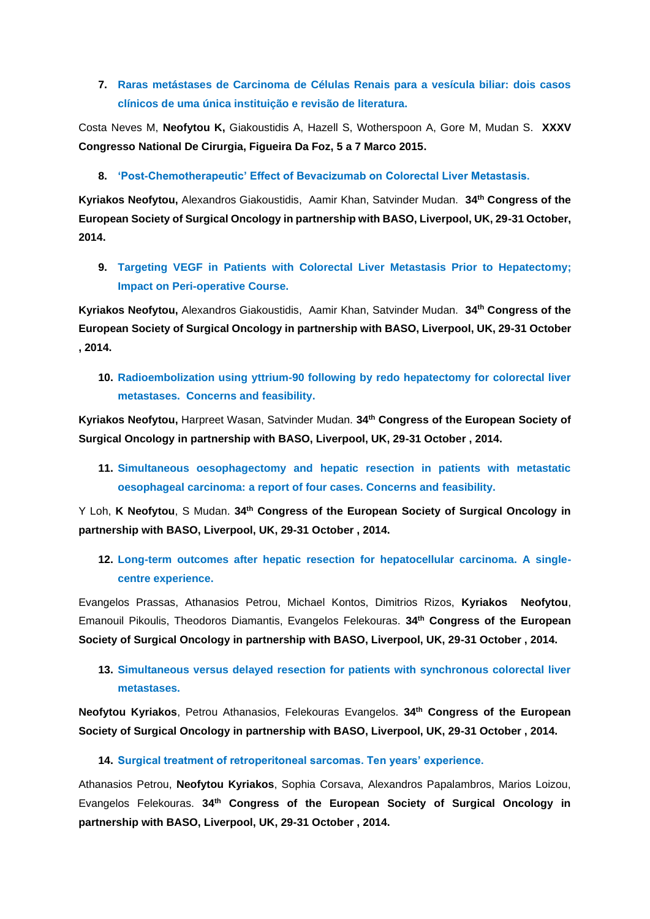7. **Raras metástases de Carcinoma de Células Renais para a vesícula biliar: dois casos clínicos de uma única instituição e revisão de literatura.**

Costa Neves M, **Neofytou K,** Giakoustidis A, Hazell S, Wotherspoon A, Gore M, Mudan S. **XXXV Congresso National De Cirurgia, Figueira Da Foz, 5 a 7 Marco 2015.**

8. **'Post-Chemotherapeutic' Effect of Bevacizumab on Colorectal Liver Metastasis.**

**Kyriakos Neofytou,** Alexandros Giakoustidis, Aamir Khan, Satvinder Mudan. **34th Congress of the European Society of Surgical Oncology in partnership with BASO, Liverpool, UK, 29-31 October, 2014.**

9. **Targeting VEGF in Patients with Colorectal Liver Metastasis Prior to Hepatectomy; Impact on Peri-operative Course.**

**Kyriakos Neofytou,** Alexandros Giakoustidis, Aamir Khan, Satvinder Mudan. **34th Congress of the European Society of Surgical Oncology in partnership with BASO, Liverpool, UK, 29-31 October , 2014.**

10. **Radioembolization using yttrium-90 following by redo hepatectomy for colorectal liver metastases. Concerns and feasibility.**

**Kyriakos Neofytou,** Harpreet Wasan, Satvinder Mudan. **34th Congress of the European Society of Surgical Oncology in partnership with BASO, Liverpool, UK, 29-31 October , 2014.**

11. **Simultaneous oesophagectomy and hepatic resection in patients with metastatic oesophageal carcinoma: a report of four cases. Concerns and feasibility.**

Y Loh, **K Neofytou**, S Mudan. **34th Congress of the European Society of Surgical Oncology in partnership with BASO, Liverpool, UK, 29-31 October , 2014.**

12. **Long-term outcomes after hepatic resection for hepatocellular carcinoma. A single-centre experience.**

Evangelos Prassas, Athanasios Petrou, Michael Kontos, Dimitrios Rizos, **Kyriakos Neofytou**, Emanouil Pikoulis, Theodoros Diamantis, Evangelos Felekouras. **34th Congress of the European Society of Surgical Oncology in partnership with BASO, Liverpool, UK, 29-31 October , 2014.**

13. **Simultaneous versus delayed resection for patients with synchronous colorectal liver metastases.**

**Neofytou Kyriakos**, Petrou Athanasios, Felekouras Evangelos. **34th Congress of the European Society of Surgical Oncology in partnership with BASO, Liverpool, UK, 29-31 October , 2014.**

14. **Surgical treatment of retroperitoneal sarcomas. Ten years' experience.**

Athanasios Petrou, **Neofytou Kyriakos**, Sophia Corsava, Alexandros Papalambros, Marios Loizou, Evangelos Felekouras. **34th Congress of the European Society of Surgical Oncology in partnership with BASO, Liverpool, UK, 29-31 October , 2014.**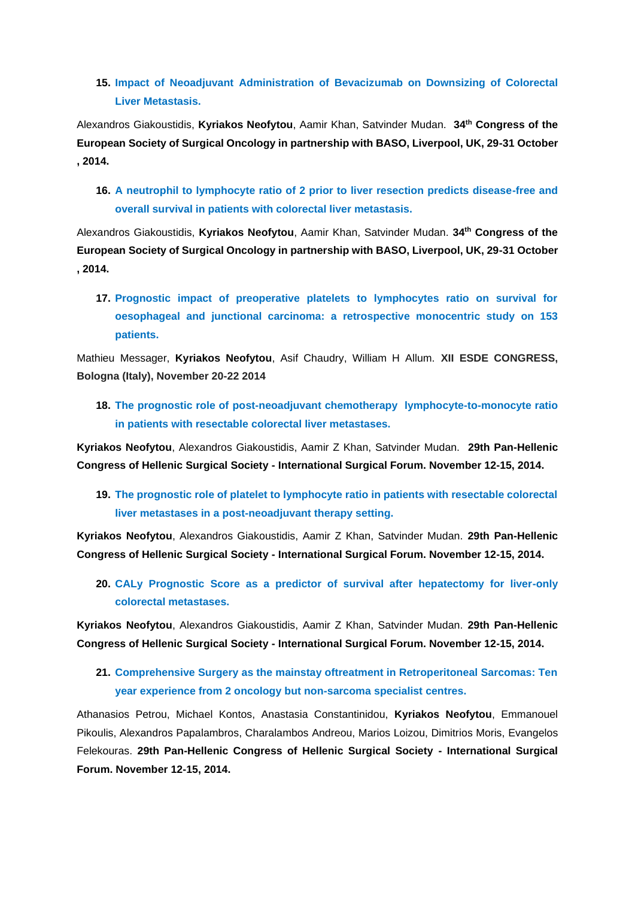15. **Impact of Neoadjuvant Administration of Bevacizumab on Downsizing of Colorectal Liver Metastasis.**

Alexandros Giakoustidis, **Kyriakos Neofytou**, Aamir Khan, Satvinder Mudan. **34th Congress of the European Society of Surgical Oncology in partnership with BASO, Liverpool, UK, 29-31 October , 2014.**

16. **A neutrophil to lymphocyte ratio of 2 prior to liver resection predicts disease-free and overall survival in patients with colorectal liver metastasis.**

Alexandros Giakoustidis, **Kyriakos Neofytou**, Aamir Khan, Satvinder Mudan. **34th Congress of the European Society of Surgical Oncology in partnership with BASO, Liverpool, UK, 29-31 October , 2014.**

17. **Prognostic impact of preoperative platelets to lymphocytes ratio on survival for oesophageal and junctional carcinoma: a retrospective monocentric study on 153 patients.**

Mathieu Messager, **Kyriakos Neofytou**, Asif Chaudry, William H Allum. **XII ESDE CONGRESS, Bologna (Italy), November 20-22 2014**

18. **The prognostic role of post-neoadjuvant chemotherapy lymphocyte-to-monocyte ratio in patients with resectable colorectal liver metastases.**

**Kyriakos Neofytou**, Alexandros Giakoustidis, Aamir Z Khan, Satvinder Mudan. **29th Pan-Hellenic Congress of Hellenic Surgical Society - International Surgical Forum. November 12-15, 2014.**

19. **The prognostic role of platelet to lymphocyte ratio in patients with resectable colorectal liver metastases in a post-neoadjuvant therapy setting.**

**Kyriakos Neofytou**, Alexandros Giakoustidis, Aamir Z Khan, Satvinder Mudan. **29th Pan-Hellenic Congress of Hellenic Surgical Society - International Surgical Forum. November 12-15, 2014.**

20. **CALy Prognostic Score as a predictor of survival after hepatectomy for liver-only colorectal metastases.**

**Kyriakos Neofytou**, Alexandros Giakoustidis, Aamir Z Khan, Satvinder Mudan. **29th Pan-Hellenic Congress of Hellenic Surgical Society - International Surgical Forum. November 12-15, 2014.**

21. **Comprehensive Surgery as the mainstay oftreatment in Retroperitoneal Sarcomas: Ten year experience from 2 oncology but non-sarcoma specialist centres.**

Athanasios Petrou, Michael Kontos, Anastasia Constantinidou, **Kyriakos Neofytou**, Emmanouel Pikoulis, Alexandros Papalambros, Charalambos Andreou, Marios Loizou, Dimitrios Moris, Evangelos Felekouras. **29th Pan-Hellenic Congress of Hellenic Surgical Society - International Surgical Forum. November 12-15, 2014.**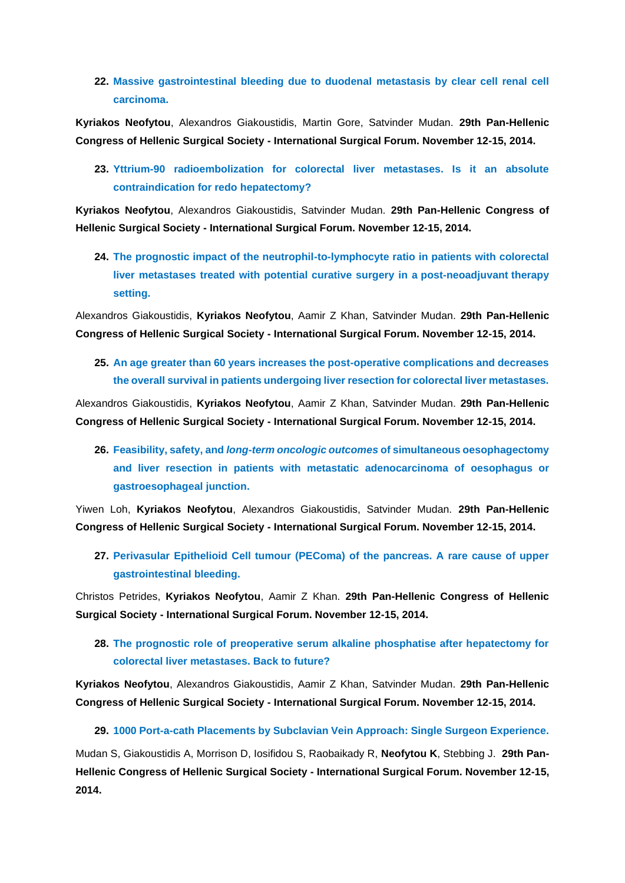22. **Massive gastrointestinal bleeding due to duodenal metastasis by clear cell renal cell carcinoma.**

**Kyriakos Neofytou**, Alexandros Giakoustidis, Martin Gore, Satvinder Mudan. **29th Pan-Hellenic Congress of Hellenic Surgical Society - International Surgical Forum. November 12-15, 2014.**

23. **Yttrium-90 radioembolization for colorectal liver metastases. Is it an absolute contraindication for redo hepatectomy?**

**Kyriakos Neofytou**, Alexandros Giakoustidis, Satvinder Mudan. **29th Pan-Hellenic Congress of Hellenic Surgical Society - International Surgical Forum. November 12-15, 2014.**

24. **The prognostic impact of the neutrophil-to-lymphocyte ratio in patients with colorectal liver metastases treated with potential curative surgery in a post-neoadjuvant therapy setting.**

Alexandros Giakoustidis, **Kyriakos Neofytou**, Aamir Z Khan, Satvinder Mudan. **29th Pan-Hellenic Congress of Hellenic Surgical Society - International Surgical Forum. November 12-15, 2014.**

25. **An age greater than 60 years increases the post-operative complications and decreases the overall survival in patients undergoing liver resection for colorectal liver metastases.**

Alexandros Giakoustidis, **Kyriakos Neofytou**, Aamir Z Khan, Satvinder Mudan. **29th Pan-Hellenic Congress of Hellenic Surgical Society - International Surgical Forum. November 12-15, 2014.**

26. **Feasibility, safety, and *long-term oncologic outcomes* of simultaneous oesophagectomy and liver resection in patients with metastatic adenocarcinoma of oesophagus or gastroesophageal junction.**

Yiwen Loh, **Kyriakos Neofytou**, Alexandros Giakoustidis, Satvinder Mudan. **29th Pan-Hellenic Congress of Hellenic Surgical Society - International Surgical Forum. November 12-15, 2014.**

27. **Perivasular Epithelioid Cell tumour (PEComa) of the pancreas. A rare cause of upper gastrointestinal bleeding.**

Christos Petrides, **Kyriakos Neofytou**, Aamir Z Khan. **29th Pan-Hellenic Congress of Hellenic Surgical Society - International Surgical Forum. November 12-15, 2014.**

28. **The prognostic role of preoperative serum alkaline phosphatise after hepatectomy for colorectal liver metastases. Back to future?**

**Kyriakos Neofytou**, Alexandros Giakoustidis, Aamir Z Khan, Satvinder Mudan. **29th Pan-Hellenic Congress of Hellenic Surgical Society - International Surgical Forum. November 12-15, 2014.**

29. **1000 Port-a-cath Placements by Subclavian Vein Approach: Single Surgeon Experience.**

Mudan S, Giakoustidis A, Morrison D, Iosifidou S, Raobaikady R, **Neofytou K**, Stebbing J. **29th Pan-Hellenic Congress of Hellenic Surgical Society - International Surgical Forum. November 12-15, 2014.**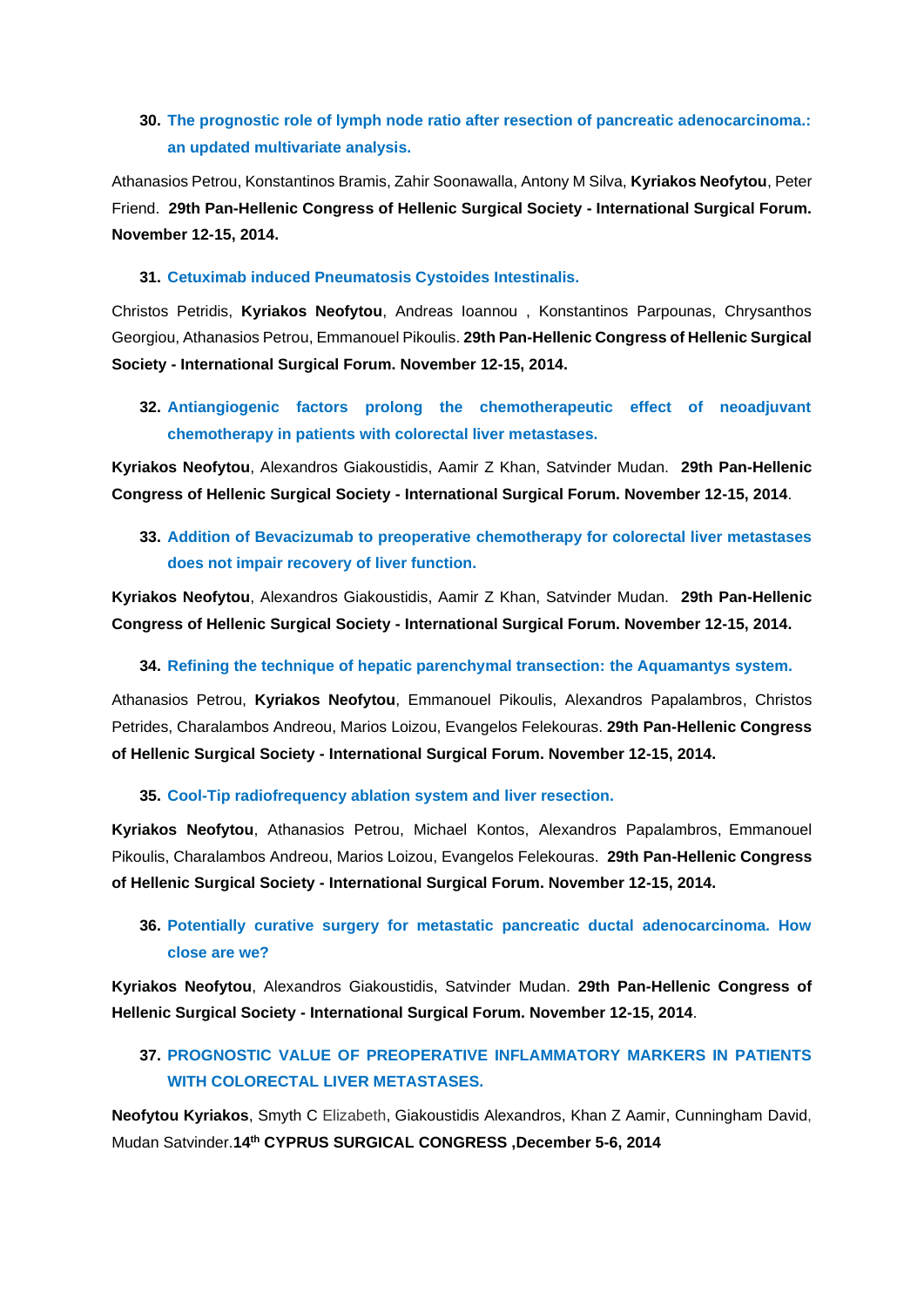30. **The prognostic role of lymph node ratio after resection of pancreatic adenocarcinoma.: an updated multivariate analysis.**

Athanasios Petrou, Konstantinos Bramis, Zahir Soonawalla, Antony M Silva, **Kyriakos Neofytou**, Peter Friend. **29th Pan-Hellenic Congress of Hellenic Surgical Society - International Surgical Forum. November 12-15, 2014.**

31. **Cetuximab induced Pneumatosis Cystoides Intestinalis.**

Christos Petridis, **Kyriakos Neofytou**, Andreas Ioannou , Konstantinos Parpounas, Chrysanthos Georgiou, Athanasios Petrou, Emmanouel Pikoulis. **29th Pan-Hellenic Congress of Hellenic Surgical Society - International Surgical Forum. November 12-15, 2014.**

32. **Antiangiogenic factors prolong the chemotherapeutic effect of neoadjuvant chemotherapy in patients with colorectal liver metastases.**

**Kyriakos Neofytou**, Alexandros Giakoustidis, Aamir Z Khan, Satvinder Mudan. **29th Pan-Hellenic Congress of Hellenic Surgical Society - International Surgical Forum. November 12-15, 2014**.

33. **Addition of Bevacizumab to preoperative chemotherapy for colorectal liver metastases does not impair recovery of liver function.**

**Kyriakos Neofytou**, Alexandros Giakoustidis, Aamir Z Khan, Satvinder Mudan. **29th Pan-Hellenic Congress of Hellenic Surgical Society - International Surgical Forum. November 12-15, 2014.**

34. **Refining the technique of hepatic parenchymal transection: the Aquamantys system.**

Athanasios Petrou, **Kyriakos Neofytou**, Emmanouel Pikoulis, Alexandros Papalambros, Christos Petrides, Charalambos Andreou, Marios Loizou, Evangelos Felekouras. **29th Pan-Hellenic Congress of Hellenic Surgical Society - International Surgical Forum. November 12-15, 2014.**

35. **Cool-Tip radiofrequency ablation system and liver resection.**

**Kyriakos Neofytou**, Athanasios Petrou, Michael Kontos, Alexandros Papalambros, Emmanouel Pikoulis, Charalambos Andreou, Marios Loizou, Evangelos Felekouras. **29th Pan-Hellenic Congress of Hellenic Surgical Society - International Surgical Forum. November 12-15, 2014.**

36. **Potentially curative surgery for metastatic pancreatic ductal adenocarcinoma. How close are we?**

**Kyriakos Neofytou**, Alexandros Giakoustidis, Satvinder Mudan. **29th Pan-Hellenic Congress of Hellenic Surgical Society - International Surgical Forum. November 12-15, 2014**.

37. **PROGNOSTIC VALUE OF PREOPERATIVE INFLAMMATORY MARKERS IN PATIENTS WITH COLORECTAL LIVER METASTASES.**

**Neofytou Kyriakos**, Smyth C Elizabeth, Giakoustidis Alexandros, Khan Z Aamir, Cunningham David, Mudan Satvinder.**14th CYPRUS SURGICAL CONGRESS ,December 5-6, 2014**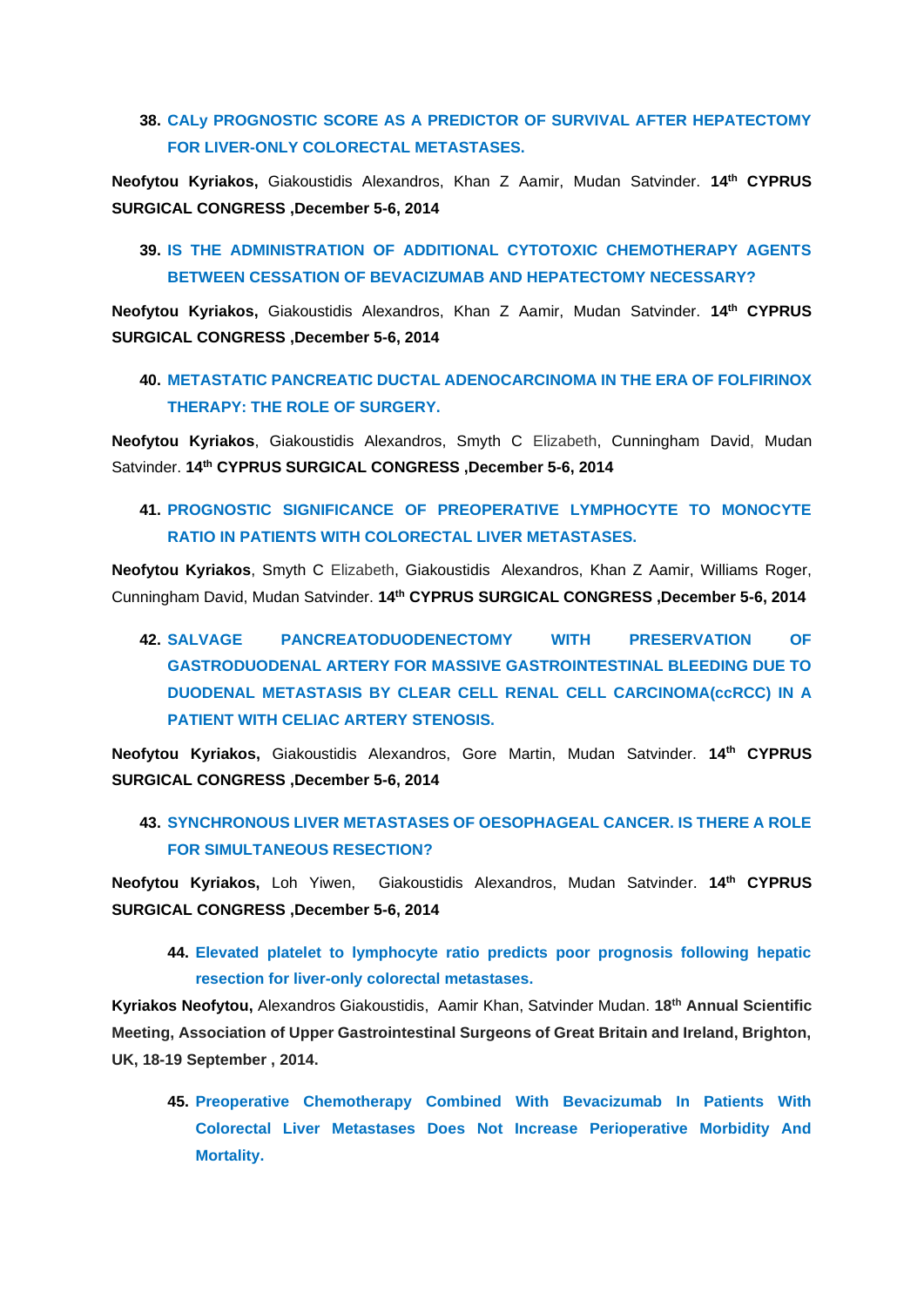38. **CALy PROGNOSTIC SCORE AS A PREDICTOR OF SURVIVAL AFTER HEPATECTOMY FOR LIVER-ONLY COLORECTAL METASTASES.**

**Neofytou Kyriakos,** Giakoustidis Alexandros, Khan Z Aamir, Mudan Satvinder. **14th CYPRUS SURGICAL CONGRESS ,December 5-6, 2014**

39. **IS THE ADMINISTRATION OF ADDITIONAL CYTOTOXIC CHEMOTHERAPY AGENTS BETWEEN CESSATION OF BEVACIZUMAB AND HEPATECTOMY NECESSARY?**

**Neofytou Kyriakos,** Giakoustidis Alexandros, Khan Z Aamir, Mudan Satvinder. **14th CYPRUS SURGICAL CONGRESS ,December 5-6, 2014**

40. **METASTATIC PANCREATIC DUCTAL ADENOCARCINOMA IN THE ERA OF FOLFIRINOX THERAPY: THE ROLE OF SURGERY.**

**Neofytou Kyriakos**, Giakoustidis Alexandros, Smyth C Elizabeth, Cunningham David, Mudan Satvinder. **14th CYPRUS SURGICAL CONGRESS ,December 5-6, 2014**

41. **PROGNOSTIC SIGNIFICANCE OF PREOPERATIVE LYMPHOCYTE TO MONOCYTE RATIO IN PATIENTS WITH COLORECTAL LIVER METASTASES.**

**Neofytou Kyriakos**, Smyth C Elizabeth, Giakoustidis Alexandros, Khan Z Aamir, Williams Roger, Cunningham David, Mudan Satvinder. **14th CYPRUS SURGICAL CONGRESS ,December 5-6, 2014**

42. **SALVAGE PANCREATODUODENECTOMY WITH PRESERVATION OF GASTRODUODENAL ARTERY FOR MASSIVE GASTROINTESTINAL BLEEDING DUE TO DUODENAL METASTASIS BY CLEAR CELL RENAL CELL CARCINOMA(ccRCC) IN A PATIENT WITH CELIAC ARTERY STENOSIS.**

**Neofytou Kyriakos,** Giakoustidis Alexandros, Gore Martin, Mudan Satvinder. **14th CYPRUS SURGICAL CONGRESS ,December 5-6, 2014**

43. **SYNCHRONOUS LIVER METASTASES OF OESOPHAGEAL CANCER. IS THERE A ROLE FOR SIMULTANEOUS RESECTION?**

**Neofytou Kyriakos,** Loh Yiwen, Giakoustidis Alexandros, Mudan Satvinder. **14th CYPRUS SURGICAL CONGRESS ,December 5-6, 2014**

44. **Elevated platelet to lymphocyte ratio predicts poor prognosis following hepatic resection for liver-only colorectal metastases.**

**Kyriakos Neofytou,** Alexandros Giakoustidis, Aamir Khan, Satvinder Mudan. **18th Annual Scientific Meeting, Association of Upper Gastrointestinal Surgeons of Great Britain and Ireland, Brighton, UK, 18-19 September , 2014.**

45. **Preoperative Chemotherapy Combined With Bevacizumab In Patients With Colorectal Liver Metastases Does Not Increase Perioperative Morbidity And Mortality.**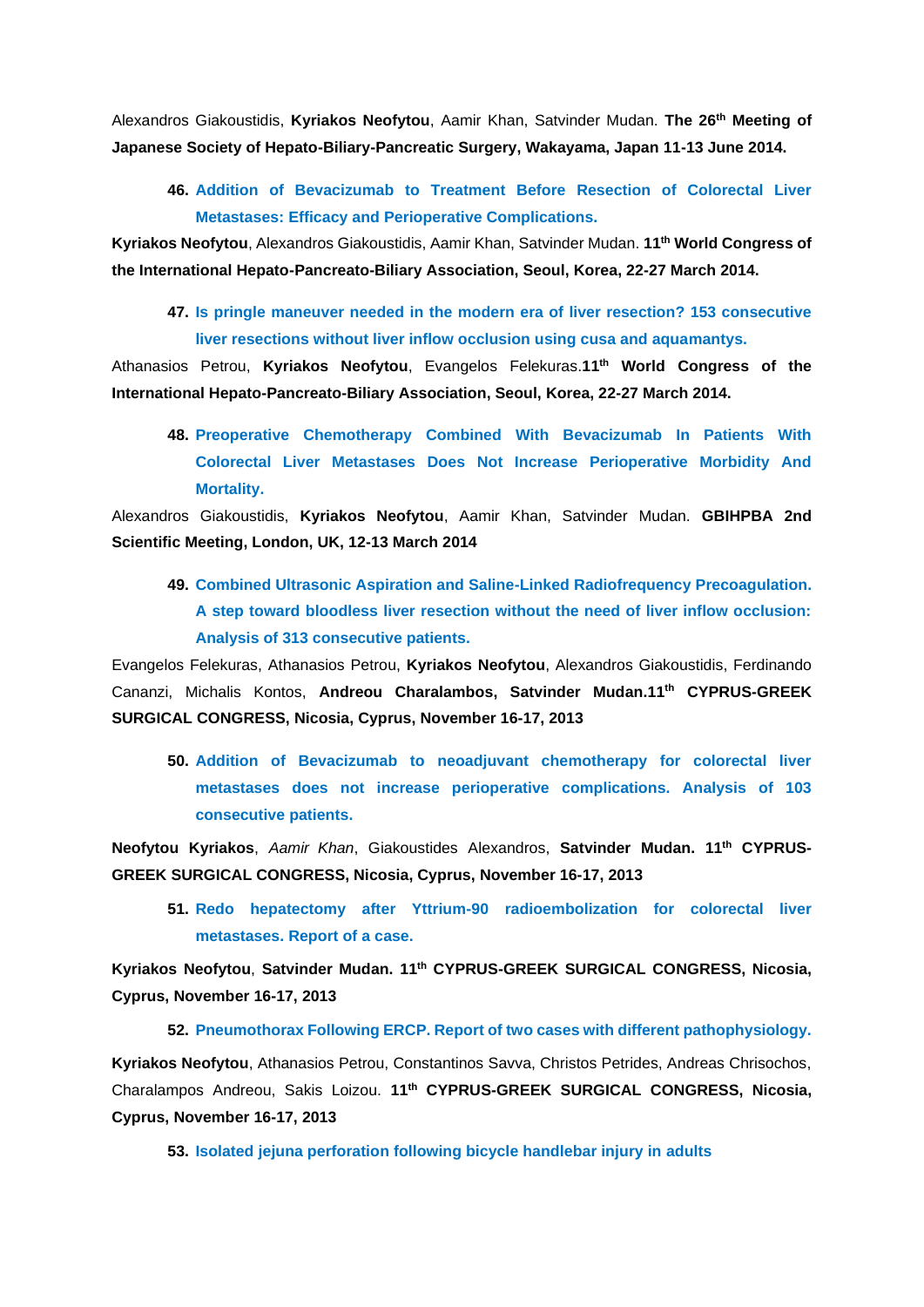Alexandros Giakoustidis, **Kyriakos Neofytou**, Aamir Khan, Satvinder Mudan. **The 26th Meeting of Japanese Society of Hepato-Biliary-Pancreatic Surgery, Wakayama, Japan 11-13 June 2014.**

46. **Addition of Bevacizumab to Treatment Before Resection of Colorectal Liver Metastases: Efficacy and Perioperative Complications.**

**Kyriakos Neofytou**, Alexandros Giakoustidis, Aamir Khan, Satvinder Mudan. **11th World Congress of the International Hepato-Pancreato-Biliary Association, Seoul, Korea, 22-27 March 2014.**

47. **Is pringle maneuver needed in the modern era of liver resection? 153 consecutive liver resections without liver inflow occlusion using cusa and aquamantys.**

Athanasios Petrou, **Kyriakos Neofytou**, Evangelos Felekuras.**11th World Congress of the International Hepato-Pancreato-Biliary Association, Seoul, Korea, 22-27 March 2014.**

48. **Preoperative Chemotherapy Combined With Bevacizumab In Patients With Colorectal Liver Metastases Does Not Increase Perioperative Morbidity And Mortality.**

Alexandros Giakoustidis, **Kyriakos Neofytou**, Aamir Khan, Satvinder Mudan. **GBIHPBA 2nd Scientific Meeting, London, UK, 12-13 March 2014**

49. **Combined Ultrasonic Aspiration and Saline-Linked Radiofrequency Precoagulation. A step toward bloodless liver resection without the need of liver inflow occlusion: Analysis of 313 consecutive patients.**

Evangelos Felekuras, Athanasios Petrou, **Kyriakos Neofytou**, Alexandros Giakoustidis, Ferdinando Cananzi, Michalis Kontos, **Andreou Charalambos, Satvinder Mudan.11th CYPRUS-GREEK SURGICAL CONGRESS, Nicosia, Cyprus, November 16-17, 2013**

50. **Addition of Bevacizumab to neoadjuvant chemotherapy for colorectal liver metastases does not increase perioperative complications. Analysis of 103 consecutive patients.**

**Neofytou Kyriakos**, *Aamir Khan*, Giakoustides Alexandros, **Satvinder Mudan. 11th CYPRUS-GREEK SURGICAL CONGRESS, Nicosia, Cyprus, November 16-17, 2013**

51. **Redo hepatectomy after Yttrium-90 radioembolization for colorectal liver metastases. Report of a case.**

**Kyriakos Neofytou**, **Satvinder Mudan. 11th CYPRUS-GREEK SURGICAL CONGRESS, Nicosia, Cyprus, November 16-17, 2013**

52. **Pneumothorax Following ERCP. Report of two cases with different pathophysiology.**

**Kyriakos Neofytou**, Athanasios Petrou, Constantinos Savva, Christos Petrides, Andreas Chrisochos, Charalampos Andreou, Sakis Loizou. **11th CYPRUS-GREEK SURGICAL CONGRESS, Nicosia, Cyprus, November 16-17, 2013**

53. **Isolated jejuna perforation following bicycle handlebar injury in adults**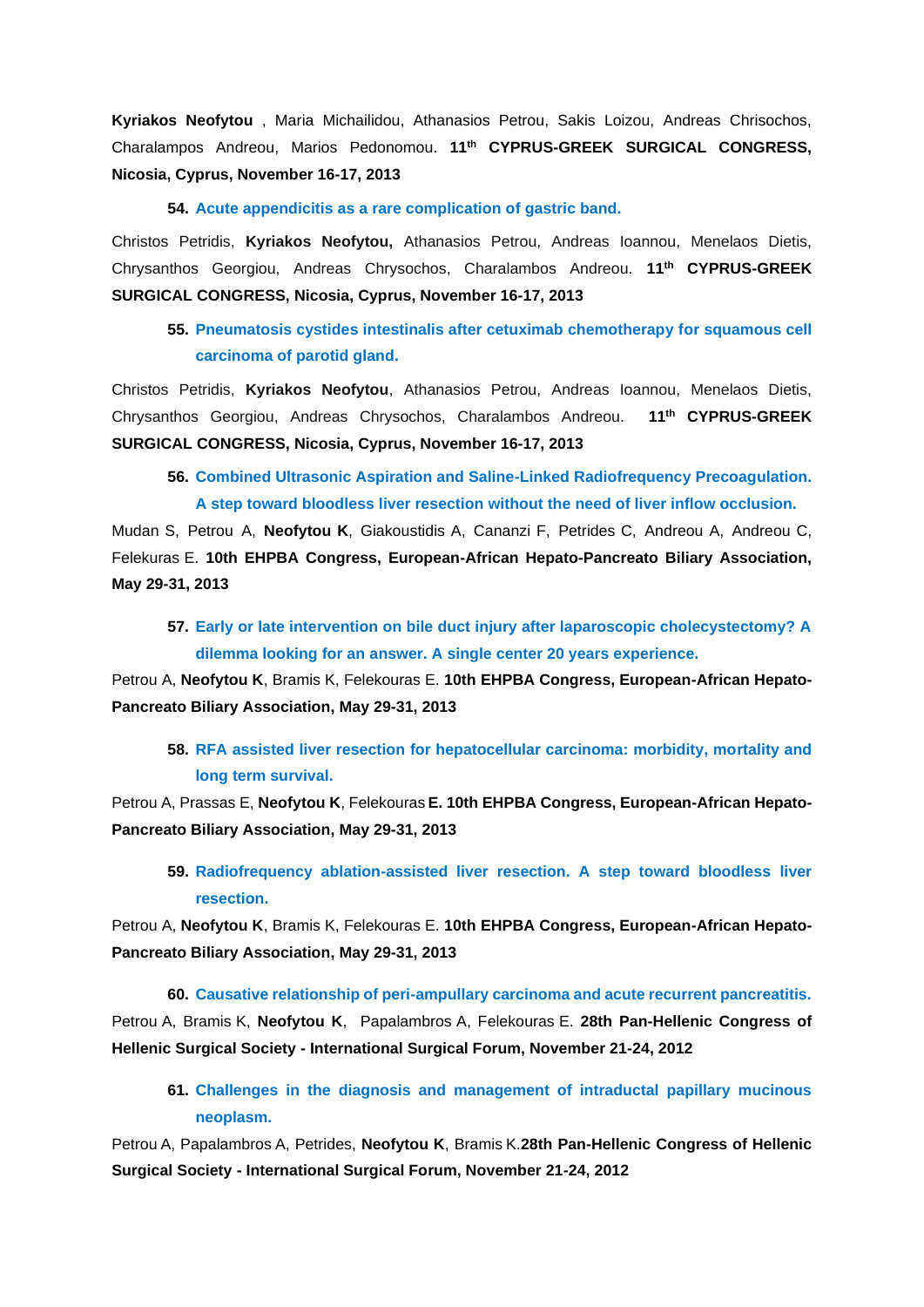**Kyriakos Neofytou** , Maria Michailidou, Athanasios Petrou, Sakis Loizou, Andreas Chrisochos, Charalampos Andreou, Marios Pedonomou. **11th CYPRUS-GREEK SURGICAL CONGRESS, Nicosia, Cyprus, November 16-17, 2013**

54. **Acute appendicitis as a rare complication of gastric band.**

Christos Petridis, **Kyriakos Neofytou,** Athanasios Petrou, Andreas Ioannou, Menelaos Dietis, Chrysanthos Georgiou, Andreas Chrysochos, Charalambos Andreou. **11th CYPRUS-GREEK SURGICAL CONGRESS, Nicosia, Cyprus, November 16-17, 2013**

55. **Pneumatosis cystides intestinalis after cetuximab chemotherapy for squamous cell carcinoma of parotid gland.**

Christos Petridis, **Kyriakos Neofytou**, Athanasios Petrou, Andreas Ioannou, Menelaos Dietis, Chrysanthos Georgiou, Andreas Chrysochos, Charalambos Andreou. **11th CYPRUS-GREEK SURGICAL CONGRESS, Nicosia, Cyprus, November 16-17, 2013**

56. **Combined Ultrasonic Aspiration and Saline-Linked Radiofrequency Precoagulation. A step toward bloodless liver resection without the need of liver inflow occlusion.**

Mudan S, Petrou A, **Neofytou K**, Giakoustidis A, Cananzi F, Petrides C, Andreou A, Andreou C, Felekuras E. **10th EHPBA Congress, European-African Hepato-Pancreato Biliary Association, May 29-31, 2013**

57. **Early or late intervention on bile duct injury after laparoscopic cholecystectomy? A dilemma looking for an answer. A single center 20 years experience.**

Petrou A, **Neofytou K**, Bramis K, Felekouras E. **10th EHPBA Congress, European-African Hepato-Pancreato Biliary Association, May 29-31, 2013**

58. **RFA assisted liver resection for hepatocellular carcinoma: morbidity, mortality and long term survival.**

Petrou A, Prassas E, **Neofytou K**, Felekouras **E. 10th EHPBA Congress, European-African Hepato-Pancreato Biliary Association, May 29-31, 2013**

59. **Radiofrequency ablation-assisted liver resection. A step toward bloodless liver resection.**

Petrou A, **Neofytou K**, Bramis K, Felekouras E. **10th EHPBA Congress, European-African Hepato-Pancreato Biliary Association, May 29-31, 2013**

60. **Causative relationship of peri-ampullary carcinoma and acute recurrent pancreatitis.**

Petrou A, Bramis K, **Neofytou K**, Papalambros A, Felekouras E. **28th Pan-Hellenic Congress of Hellenic Surgical Society - International Surgical Forum, November 21-24, 2012**

61. **Challenges in the diagnosis and management of intraductal papillary mucinous neoplasm.**

Petrou A, Papalambros A, Petrides, **Neofytou K**, Bramis K.**28th Pan-Hellenic Congress of Hellenic Surgical Society - International Surgical Forum, November 21-24, 2012**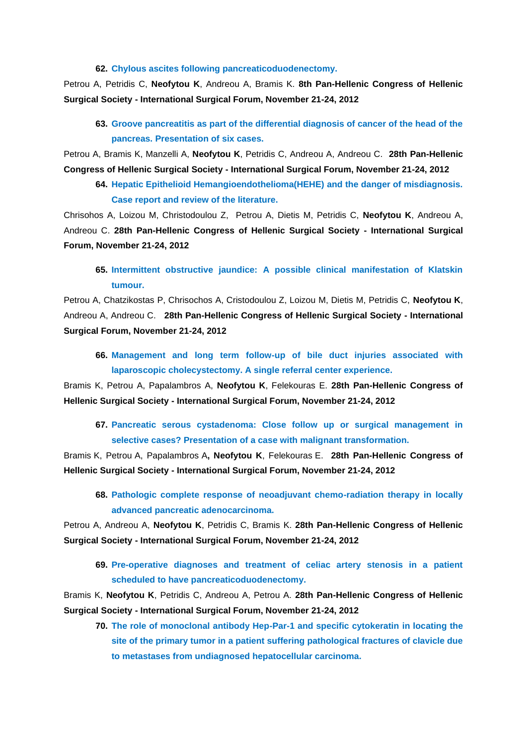62. **Chylous ascites following pancreaticoduodenectomy.**

Petrou A, Petridis C, **Neofytou K**, Andreou A, Bramis K. **8th Pan-Hellenic Congress of Hellenic Surgical Society - International Surgical Forum, November 21-24, 2012**

63. **Groove pancreatitis as part of the differential diagnosis of cancer of the head of the pancreas. Presentation of six cases.**

Petrou A, Bramis K, Manzelli A, **Neofytou K**, Petridis C, Andreou A, Andreou C. **28th Pan-Hellenic Congress of Hellenic Surgical Society - International Surgical Forum, November 21-24, 2012**

64. **Hepatic Epithelioid Hemangioendothelioma(HEHE) and the danger of misdiagnosis. Case report and review of the literature.**

Chrisohos A, Loizou M, Christodoulou Z, Petrou A, Dietis M, Petridis C, **Neofytou K**, Andreou A, Andreou C. **28th Pan-Hellenic Congress of Hellenic Surgical Society - International Surgical Forum, November 21-24, 2012**

65. **Intermittent obstructive jaundice: A possible clinical manifestation of Klatskin tumour.**

Petrou A, Chatzikostas P, Chrisochos A, Cristodoulou Z, Loizou M, Dietis M, Petridis C, **Neofytou K**, Andreou A, Andreou C. **28th Pan-Hellenic Congress of Hellenic Surgical Society - International Surgical Forum, November 21-24, 2012**

66. **Management and long term follow-up of bile duct injuries associated with laparoscopic cholecystectomy. A single referral center experience.**

Bramis K, Petrou A, Papalambros A, **Neofytou K**, Felekouras E. **28th Pan-Hellenic Congress of Hellenic Surgical Society - International Surgical Forum, November 21-24, 2012**

67. **Pancreatic serous cystadenoma: Close follow up or surgical management in selective cases? Presentation of a case with malignant transformation.**

Bramis K, Petrou A, Papalambros A**, Neofytou K**, Felekouras E. **28th Pan-Hellenic Congress of Hellenic Surgical Society - International Surgical Forum, November 21-24, 2012**

68. **Pathologic complete response of neoadjuvant chemo-radiation therapy in locally advanced pancreatic adenocarcinoma.**

Petrou A, Andreou A, **Neofytou K**, Petridis C, Bramis K. **28th Pan-Hellenic Congress of Hellenic Surgical Society - International Surgical Forum, November 21-24, 2012**

69. **Pre-operative diagnoses and treatment of celiac artery stenosis in a patient scheduled to have pancreaticoduodenectomy.**

Bramis K, **Neofytou K**, Petridis C, Andreou A, Petrou A. **28th Pan-Hellenic Congress of Hellenic Surgical Society - International Surgical Forum, November 21-24, 2012**

70. **The role of monoclonal antibody Hep-Par-1 and specific cytokeratin in locating the site of the primary tumor in a patient suffering pathological fractures of clavicle due to metastases from undiagnosed hepatocellular carcinoma.**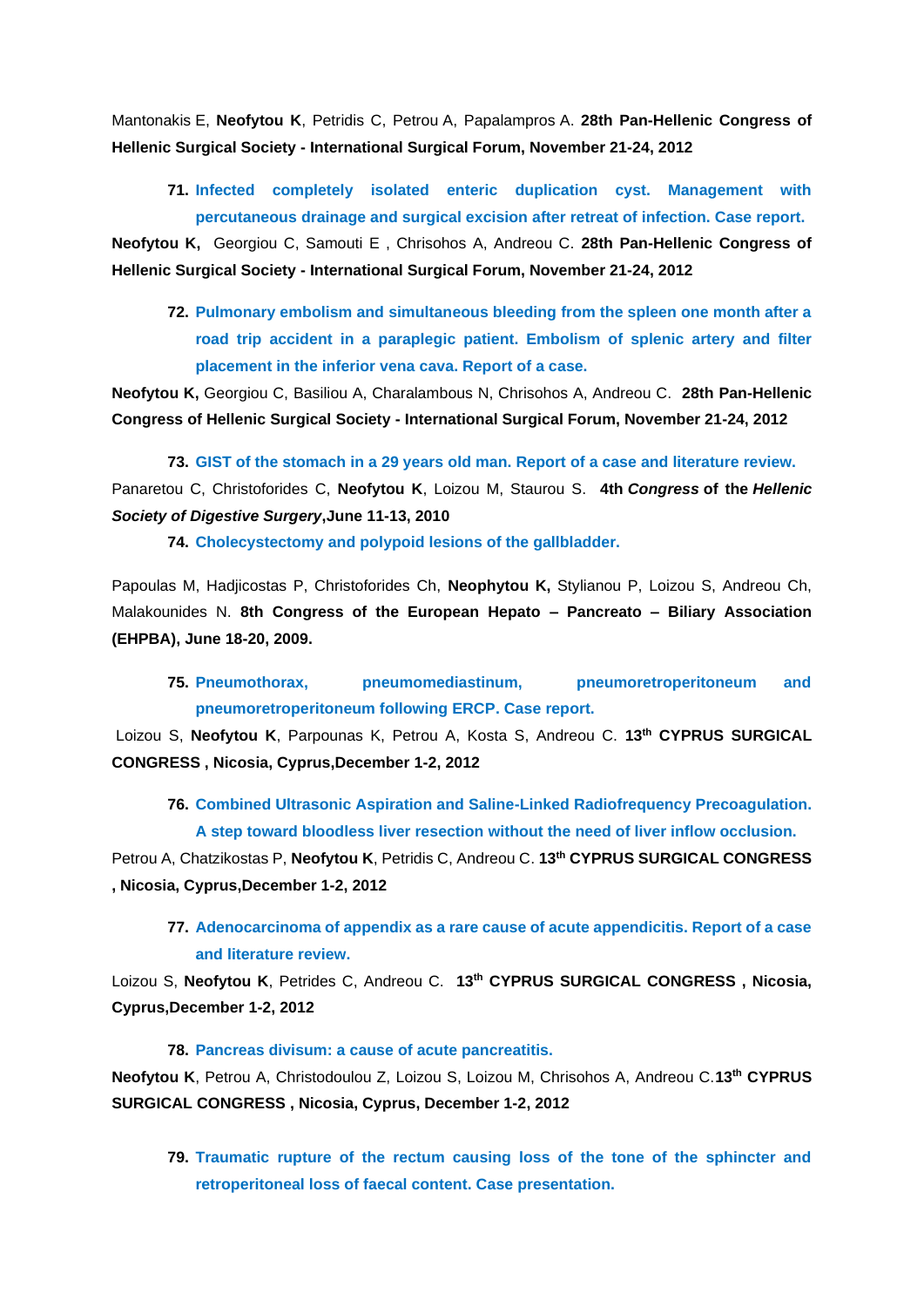Mantonakis E, **Neofytou K**, Petridis C, Petrou A, Papalampros A. **28th Pan-Hellenic Congress of Hellenic Surgical Society - International Surgical Forum, November 21-24, 2012**

71. **Infected completely isolated enteric duplication cyst. Management with percutaneous drainage and surgical excision after retreat of infection. Case report.**

**Neofytou K,** Georgiou C, Samouti E , Chrisohos A, Andreou C. **28th Pan-Hellenic Congress of Hellenic Surgical Society - International Surgical Forum, November 21-24, 2012**

72. **Pulmonary embolism and simultaneous bleeding from the spleen one month after a road trip accident in a paraplegic patient. Embolism of splenic artery and filter placement in the inferior vena cava. Report of a case.**

**Neofytou K,** Georgiou C, Basiliou A, Charalambous N, Chrisohos A, Andreou C. **28th Pan-Hellenic Congress of Hellenic Surgical Society - International Surgical Forum, November 21-24, 2012**

73. **GIST of the stomach in a 29 years old man. Report of a case and literature review.**

Panaretou C, Christoforides C, **Neofytou K**, Loizou M, Staurou S. **4th *Congress* of the *Hellenic Society of Digestive Surgery*,June 11-13, 2010**

74. **Cholecystectomy and polypoid lesions of the gallbladder.**

Papoulas M, Hadjicostas P, Christoforides Ch, **Neophytou K,** Stylianou P, Loizou S, Andreou Ch, Malakounides N. **8th Congress of the European Hepato – Pancreato – Biliary Association (EHPBA), June 18-20, 2009.**

75. **Pneumothorax, pneumomediastinum, pneumoretroperitoneum and pneumoretroperitoneum following ERCP. Case report.**

Loizou S, **Neofytou K**, Parpounas K, Petrou A, Kosta S, Andreou C. **13th CYPRUS SURGICAL CONGRESS , Nicosia, Cyprus,December 1-2, 2012**

76. **Combined Ultrasonic Aspiration and Saline-Linked Radiofrequency Precoagulation. A step toward bloodless liver resection without the need of liver inflow occlusion.**

Petrou A, Chatzikostas P, **Neofytou K**, Petridis C, Andreou C. **13th CYPRUS SURGICAL CONGRESS , Nicosia, Cyprus,December 1-2, 2012**

77. **Adenocarcinoma of appendix as a rare cause of acute appendicitis. Report of a case and literature review.**

Loizou S, **Neofytou K**, Petrides C, Andreou C. **13th CYPRUS SURGICAL CONGRESS , Nicosia, Cyprus,December 1-2, 2012**

78. **Pancreas divisum: a cause of acute pancreatitis.**

**Neofytou K**, Petrou A, Christodoulou Z, Loizou S, Loizou M, Chrisohos A, Andreou C.**13th CYPRUS SURGICAL CONGRESS , Nicosia, Cyprus, December 1-2, 2012**

79. **Traumatic rupture of the rectum causing loss of the tone of the sphincter and retroperitoneal loss of faecal content. Case presentation.**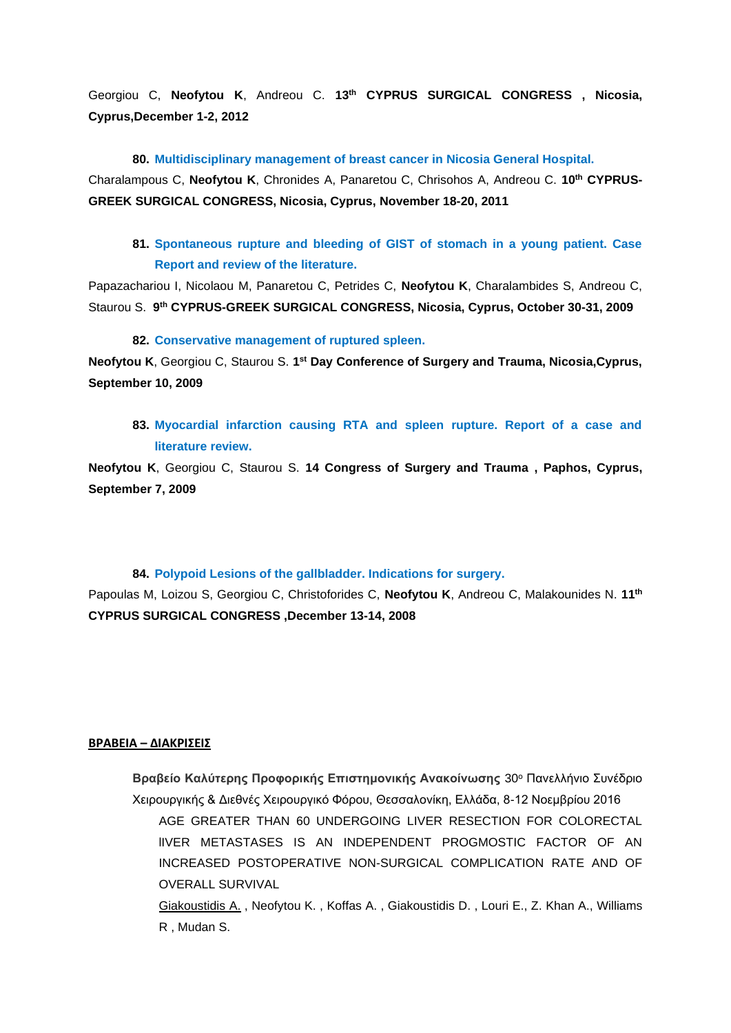Georgiou C, **Neofytou K**, Andreou C. **13th CYPRUS SURGICAL CONGRESS , Nicosia, Cyprus,December 1-2, 2012**

80. **Multidisciplinary management of breast cancer in Nicosia General Hospital.**

Charalampous C, **Neofytou K**, Chronides A, Panaretou C, Chrisohos A, Andreou C. **10th CYPRUS-GREEK SURGICAL CONGRESS, Nicosia, Cyprus, November 18-20, 2011**

81. **Spontaneous rupture and bleeding of GIST of stomach in a young patient. Case Report and review of the literature.**

Papazachariou I, Nicolaou M, Panaretou C, Petrides C, **Neofytou K**, Charalambides S, Andreou C, Staurou S. **9th CYPRUS-GREEK SURGICAL CONGRESS, Nicosia, Cyprus, October 30-31, 2009**

82. **Conservative management of ruptured spleen.**

**Neofytou K**, Georgiou C, Staurou S. **1st Day Conference of Surgery and Trauma, Nicosia,Cyprus, September 10, 2009**

83. **Myocardial infarction causing RTA and spleen rupture. Report of a case and literature review.**

**Neofytou K**, Georgiou C, Staurou S. **14 Congress of Surgery and Trauma , Paphos, Cyprus, September 7, 2009**

84. **Polypoid Lesions of the gallbladder. Indications for surgery.**

Papoulas M, Loizou S, Georgiou C, Christoforides C, **Neofytou K**, Andreou C, Malakounides N. **11th CYPRUS SURGICAL CONGRESS ,December 13-14, 2008**

**ΒΡΑΒΕΙΑ – ΔΙΑΚΡΙΣΕΙΣ**

**Βραβείο Καλύτερης Προφορικής Επιστημονικής Ανακοίνωσης** 30ο Πανελλήνιο Συνέδριο Χειρουργικής & Διεθνές Χειρουργικό Φόρου, Θεσσαλονίκη, Ελλάδα, 8-12 Νοεμβρίου 2016

AGE GREATER THAN 60 UNDERGOING LIVER RESECTION FOR COLORECTAL lIVER METASTASES IS AN INDEPENDENT PROGMOSTIC FACTOR OF AN INCREASED POSTOPERATIVE NON-SURGICAL COMPLICATION RATE AND OF OVERALL SURVIVAL

Giakoustidis A. , Neofytou K. , Koffas A. , Giakoustidis D. , Louri E., Z. Khan A., Williams R , Mudan S.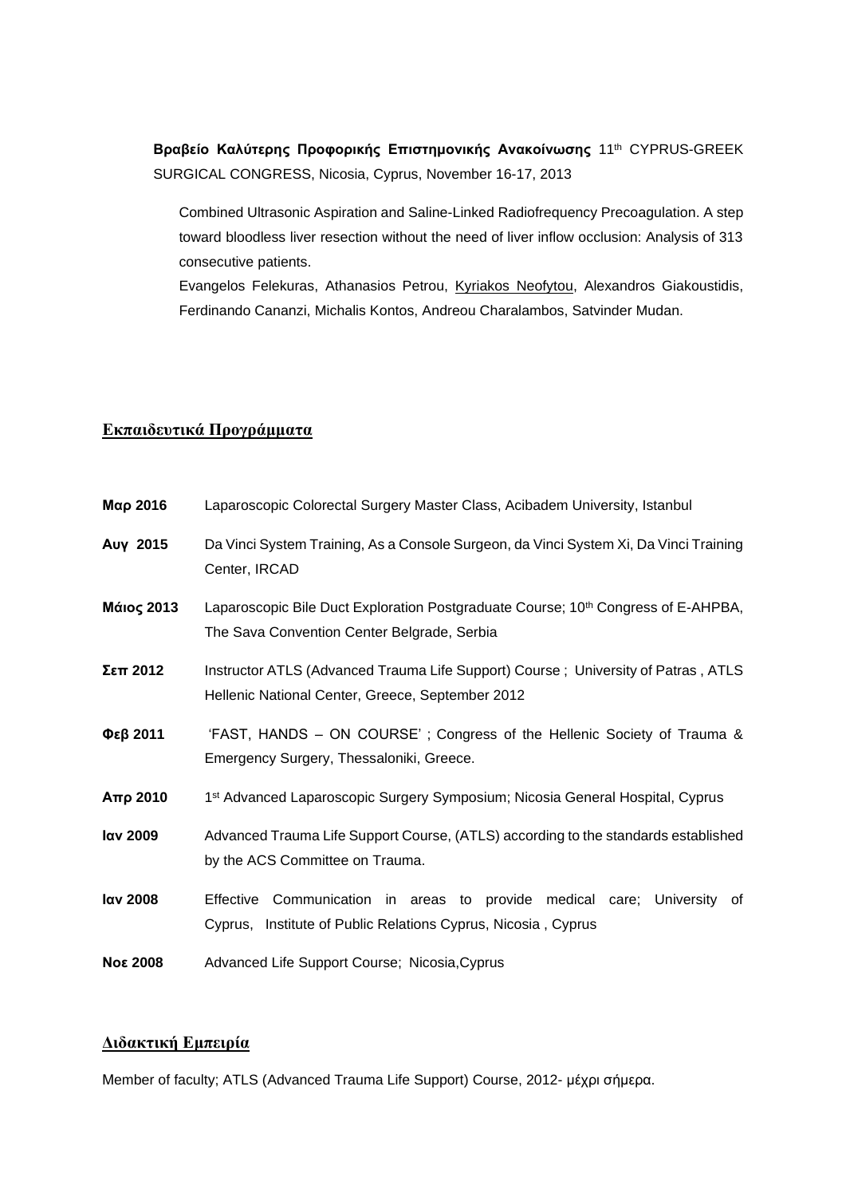**Βραβείο Καλύτερης Προφορικής Επιστημονικής Ανακοίνωσης** 11th CYPRUS-GREEK SURGICAL CONGRESS, Nicosia, Cyprus, November 16-17, 2013

Combined Ultrasonic Aspiration and Saline-Linked Radiofrequency Precoagulation. A step toward bloodless liver resection without the need of liver inflow occlusion: Analysis of 313 consecutive patients.

Evangelos Felekuras, Athanasios Petrou, Kyriakos Neofytou, Alexandros Giakoustidis, Ferdinando Cananzi, Michalis Kontos, Andreou Charalambos, Satvinder Mudan.

## Εκπαιδευτικά Προγράμματα

**Μαρ 2016** Laparoscopic Colorectal Surgery Master Class, Acibadem University, Istanbul

**Αυγ 2015** Da Vinci System Training, As a Console Surgeon, da Vinci System Xi, Da Vinci Training Center, IRCAD

**Μάιος 2013** Laparoscopic Bile Duct Exploration Postgraduate Course; 10th Congress of E-AHPBA, The Sava Convention Center Belgrade, Serbia

**Σεπ 2012** Instructor ATLS (Advanced Trauma Life Support) Course ; University of Patras , ATLS Hellenic National Center, Greece, September 2012

**Φεβ 2011** 'FAST, HANDS – ON COURSE' ; Congress of the Hellenic Society of Trauma & Emergency Surgery, Thessaloniki, Greece.

**Απρ 2010** 1st Advanced Laparoscopic Surgery Symposium; Nicosia General Hospital, Cyprus

**Ιαν 2009** Advanced Trauma Life Support Course, (ATLS) according to the standards established by the ACS Committee on Trauma.

**Ιαν 2008** Effective Communication in areas to provide medical care; University of Cyprus, Institute of Public Relations Cyprus, Nicosia , Cyprus

**Νοε 2008** Advanced Life Support Course; Nicosia,Cyprus

## Διδακτική Εμπειρία

Member of faculty; ATLS (Advanced Trauma Life Support) Course, 2012- μέχρι σήμερα.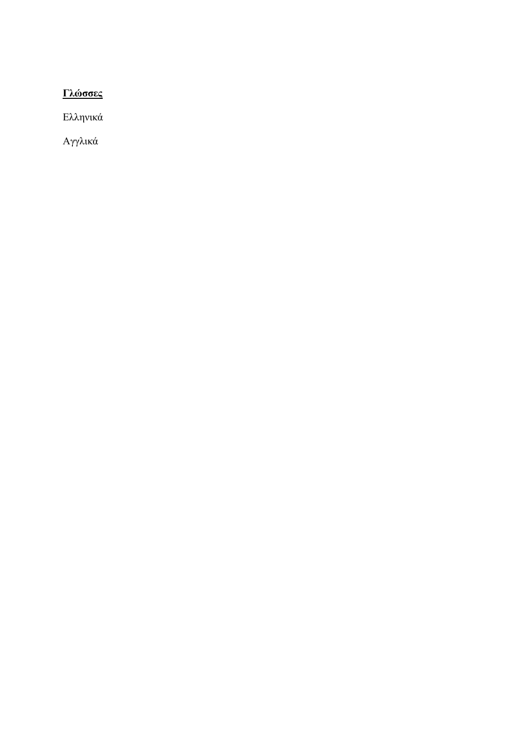**<u>Γλώσσες</u>**

Ελληνικά

Αγγλικά